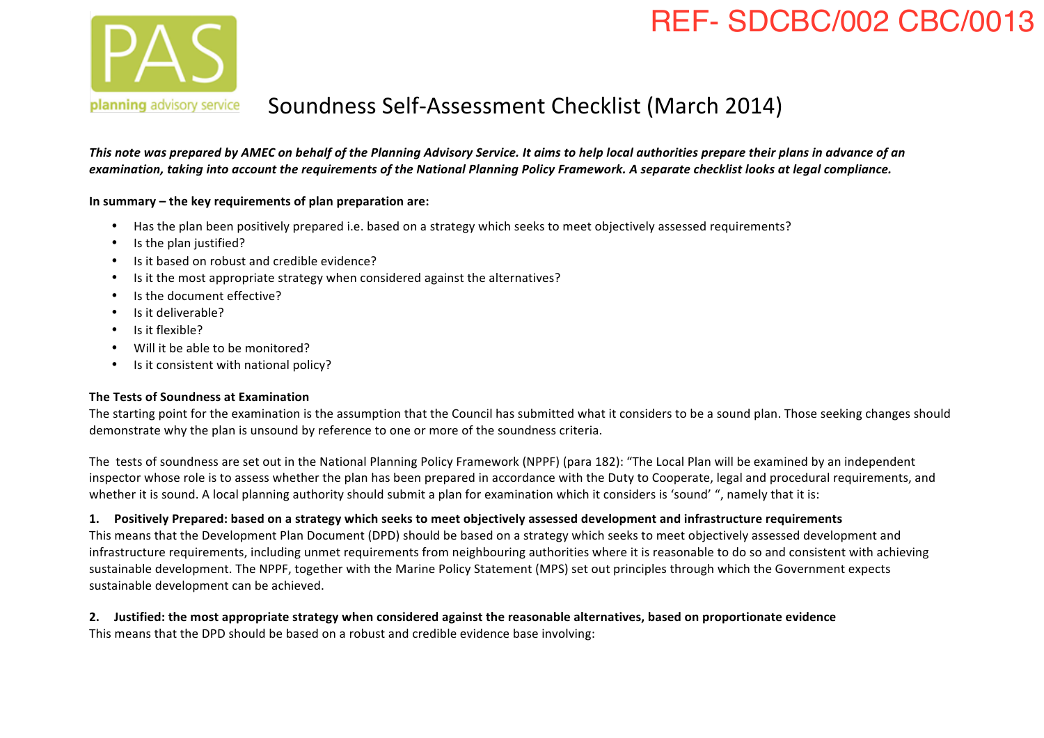REF- SDCBC/002 CBC/0013

PAS planning advisory service

# Soundness Self-Assessment Checklist (March 2014)

***This note was prepared by AMEC on behalf of the Planning Advisory Service. It aims to help local authorities prepare their plans in advance of an examination, taking into account the requirements of the National Planning Policy Framework. A separate checklist looks at legal compliance.***

**In summary – the key requirements of plan preparation are:**

- Has the plan been positively prepared i.e. based on a strategy which seeks to meet objectively assessed requirements?
- Is the plan justified?
- Is it based on robust and credible evidence?
- Is it the most appropriate strategy when considered against the alternatives?
- Is the document effective?
- Is it deliverable?
- Is it flexible?
- Will it be able to be monitored?
- Is it consistent with national policy?

**The Tests of Soundness at Examination**

The starting point for the examination is the assumption that the Council has submitted what it considers to be a sound plan. Those seeking changes should demonstrate why the plan is unsound by reference to one or more of the soundness criteria.

The tests of soundness are set out in the National Planning Policy Framework (NPPF) (para 182): "The Local Plan will be examined by an independent inspector whose role is to assess whether the plan has been prepared in accordance with the Duty to Cooperate, legal and procedural requirements, and whether it is sound. A local planning authority should submit a plan for examination which it considers is 'sound' ", namely that it is:

**1. Positively Prepared: based on a strategy which seeks to meet objectively assessed development and infrastructure requirements**

This means that the Development Plan Document (DPD) should be based on a strategy which seeks to meet objectively assessed development and infrastructure requirements, including unmet requirements from neighbouring authorities where it is reasonable to do so and consistent with achieving sustainable development. The NPPF, together with the Marine Policy Statement (MPS) set out principles through which the Government expects sustainable development can be achieved.

**2. Justified: the most appropriate strategy when considered against the reasonable alternatives, based on proportionate evidence**

This means that the DPD should be based on a robust and credible evidence base involving: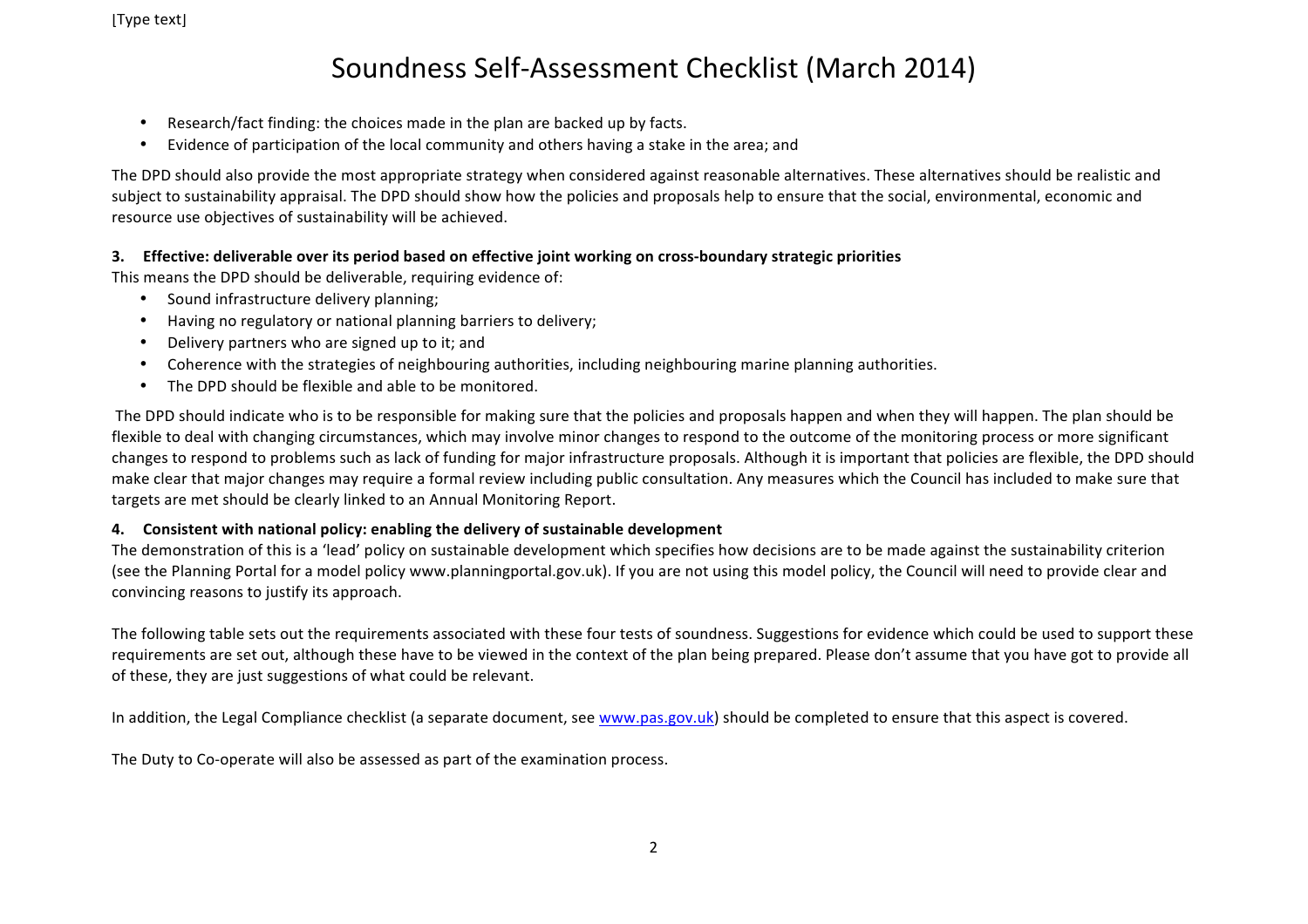- Research/fact finding: the choices made in the plan are backed up by facts.
- Evidence of participation of the local community and others having a stake in the area; and

The DPD should also provide the most appropriate strategy when considered against reasonable alternatives. These alternatives should be realistic and subject to sustainability appraisal. The DPD should show how the policies and proposals help to ensure that the social, environmental, economic and resource use objectives of sustainability will be achieved.

**3. Effective: deliverable over its period based on effective joint working on cross-boundary strategic priorities**

This means the DPD should be deliverable, requiring evidence of:

- Sound infrastructure delivery planning;
- Having no regulatory or national planning barriers to delivery;
- Delivery partners who are signed up to it; and
- Coherence with the strategies of neighbouring authorities, including neighbouring marine planning authorities.
- The DPD should be flexible and able to be monitored.

The DPD should indicate who is to be responsible for making sure that the policies and proposals happen and when they will happen. The plan should be flexible to deal with changing circumstances, which may involve minor changes to respond to the outcome of the monitoring process or more significant changes to respond to problems such as lack of funding for major infrastructure proposals. Although it is important that policies are flexible, the DPD should make clear that major changes may require a formal review including public consultation. Any measures which the Council has included to make sure that targets are met should be clearly linked to an Annual Monitoring Report.

**4. Consistent with national policy: enabling the delivery of sustainable development**

The demonstration of this is a 'lead' policy on sustainable development which specifies how decisions are to be made against the sustainability criterion (see the Planning Portal for a model policy www.planningportal.gov.uk). If you are not using this model policy, the Council will need to provide clear and convincing reasons to justify its approach.

The following table sets out the requirements associated with these four tests of soundness. Suggestions for evidence which could be used to support these requirements are set out, although these have to be viewed in the context of the plan being prepared. Please don't assume that you have got to provide all of these, they are just suggestions of what could be relevant.

In addition, the Legal Compliance checklist (a separate document, see www.pas.gov.uk) should be completed to ensure that this aspect is covered.

The Duty to Co-operate will also be assessed as part of the examination process.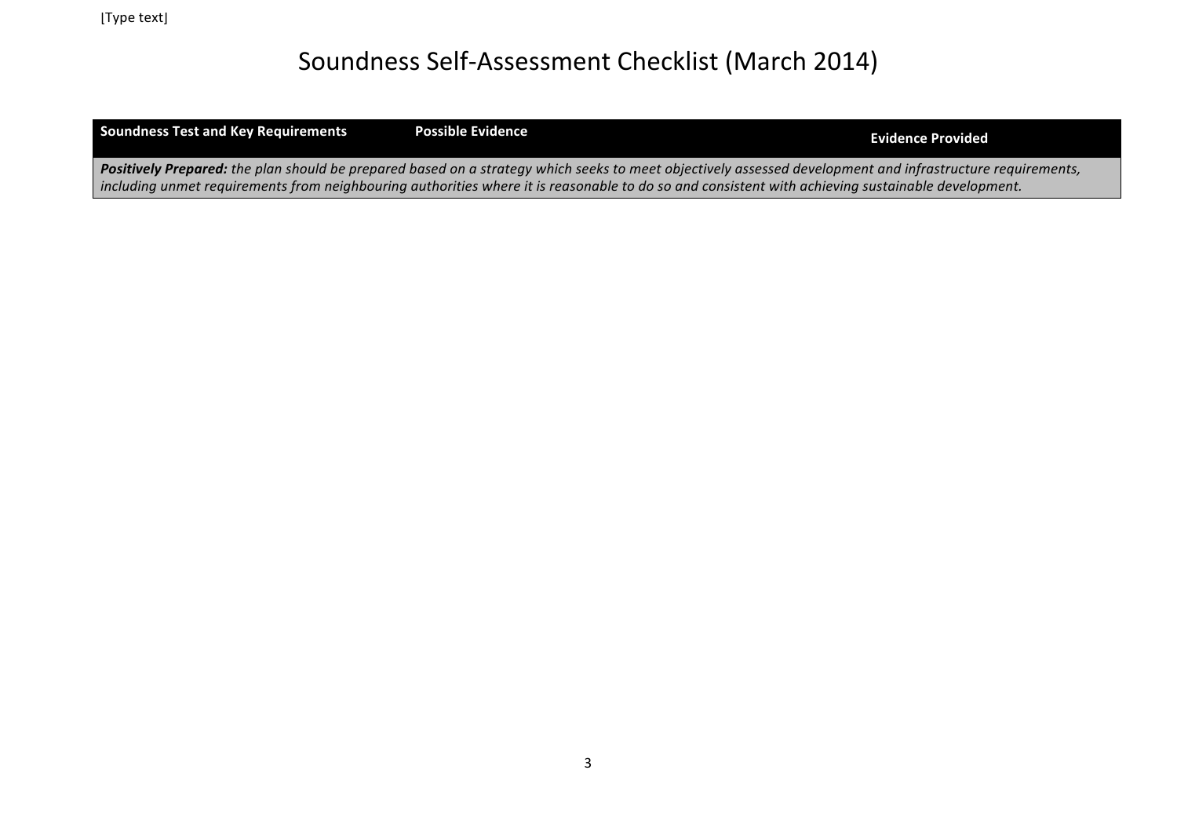# Soundness Self-Assessment Checklist (March 2014)

| Soundness Test and Key Requirements | Possible Evidence | Evidence Provided |
| --- | --- | --- |
| ***Positively Prepared:*** *the plan should be prepared based on a strategy which seeks to meet objectively assessed development and infrastructure requirements, including unmet requirements from neighbouring authorities where it is reasonable to do so and consistent with achieving sustainable development.* | | |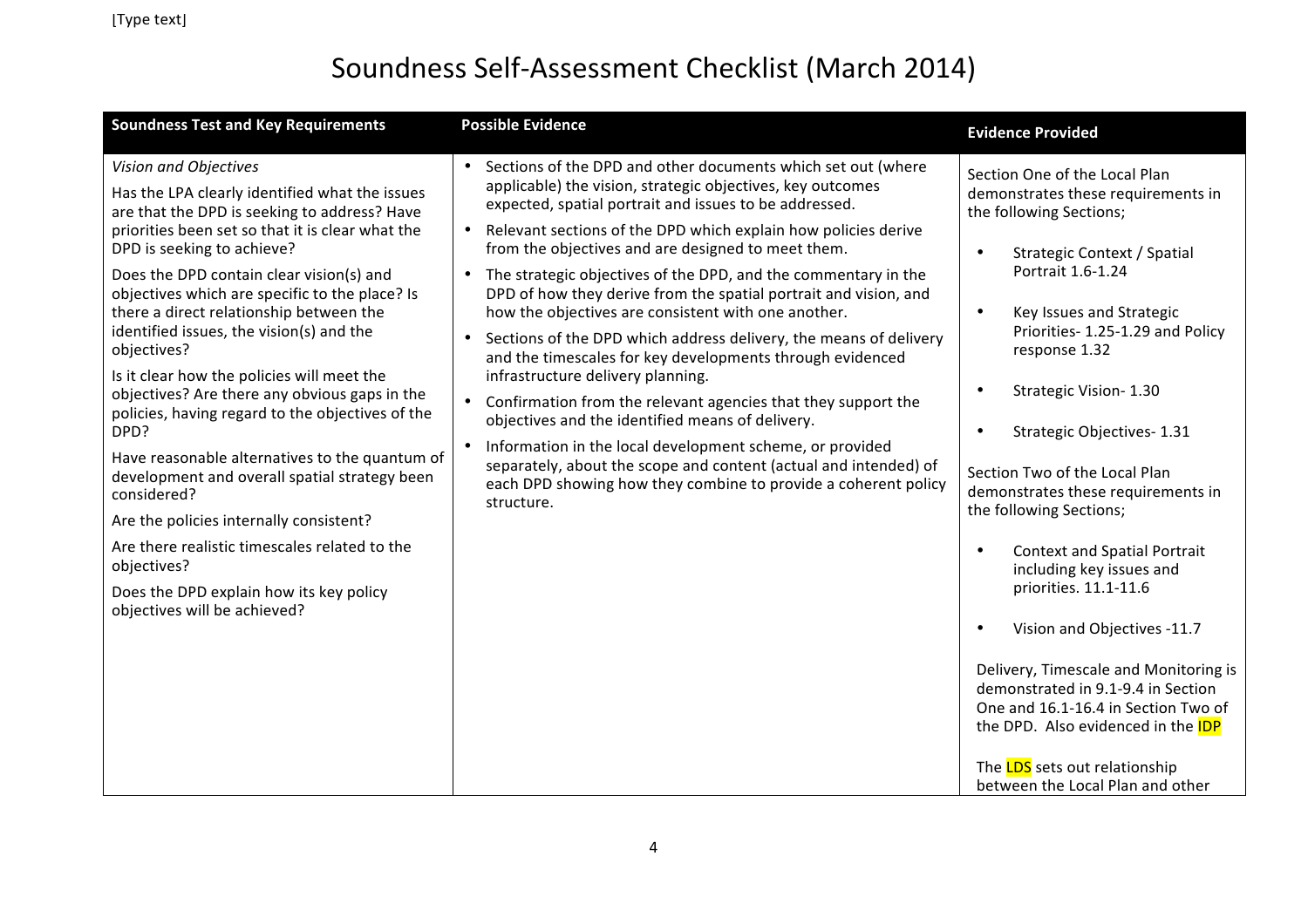# Soundness Self-Assessment Checklist (March 2014)

| Soundness Test and Key Requirements | Possible Evidence | Evidence Provided |
|---|---|---|
| *Vision and Objectives*<br><br>Has the LPA clearly identified what the issues are that the DPD is seeking to address? Have priorities been set so that it is clear what the DPD is seeking to achieve?<br><br>Does the DPD contain clear vision(s) and objectives which are specific to the place? Is there a direct relationship between the identified issues, the vision(s) and the objectives?<br><br>Is it clear how the policies will meet the objectives? Are there any obvious gaps in the policies, having regard to the objectives of the DPD?<br><br>Have reasonable alternatives to the quantum of development and overall spatial strategy been considered?<br><br>Are the policies internally consistent?<br><br>Are there realistic timescales related to the objectives?<br><br>Does the DPD explain how its key policy objectives will be achieved? | • Sections of the DPD and other documents which set out (where applicable) the vision, strategic objectives, key outcomes expected, spatial portrait and issues to be addressed.<br>• Relevant sections of the DPD which explain how policies derive from the objectives and are designed to meet them.<br>• The strategic objectives of the DPD, and the commentary in the DPD of how they derive from the spatial portrait and vision, and how the objectives are consistent with one another.<br>• Sections of the DPD which address delivery, the means of delivery and the timescales for key developments through evidenced infrastructure delivery planning.<br>• Confirmation from the relevant agencies that they support the objectives and the identified means of delivery.<br>• Information in the local development scheme, or provided separately, about the scope and content (actual and intended) of each DPD showing how they combine to provide a coherent policy structure. | Section One of the Local Plan demonstrates these requirements in the following Sections;<br><br>• Strategic Context / Spatial Portrait 1.6-1.24<br>• Key Issues and Strategic Priorities- 1.25-1.29 and Policy response 1.32<br>• Strategic Vision- 1.30<br>• Strategic Objectives- 1.31<br><br>Section Two of the Local Plan demonstrates these requirements in the following Sections;<br><br>• Context and Spatial Portrait including key issues and priorities. 11.1-11.6<br>• Vision and Objectives -11.7<br><br>Delivery, Timescale and Monitoring is demonstrated in 9.1-9.4 in Section One and 16.1-16.4 in Section Two of the DPD. Also evidenced in the IDP<br><br>The LDS sets out relationship between the Local Plan and other |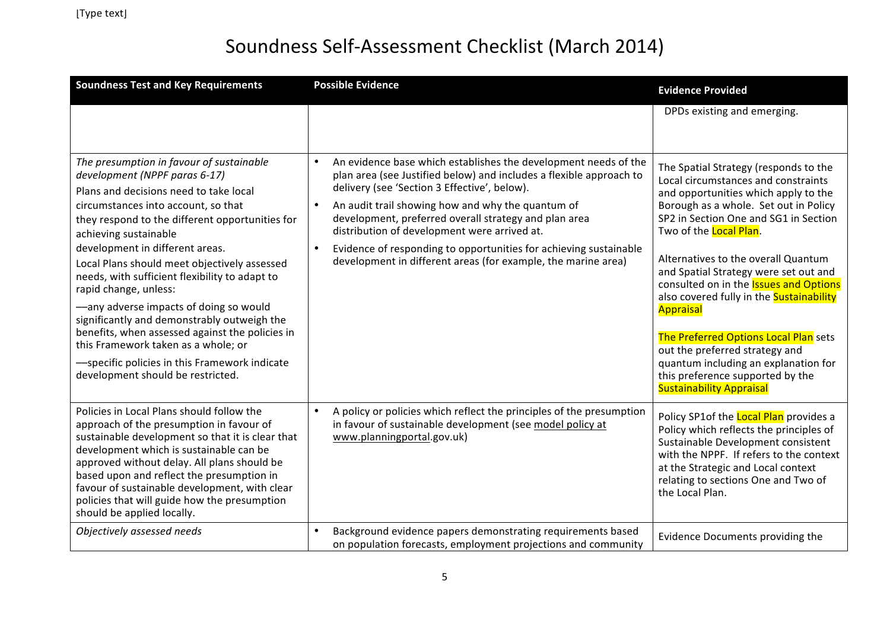# Soundness Self-Assessment Checklist (March 2014)

| Soundness Test and Key Requirements | Possible Evidence | Evidence Provided |
|---|---|---|
| | | DPDs existing and emerging. |
| *The presumption in favour of sustainable development (NPPF paras 6-17)*<br>Plans and decisions need to take local circumstances into account, so that they respond to the different opportunities for achieving sustainable development in different areas.<br>Local Plans should meet objectively assessed needs, with sufficient flexibility to adapt to rapid change, unless:<br>—any adverse impacts of doing so would significantly and demonstrably outweigh the benefits, when assessed against the policies in this Framework taken as a whole; or<br>—specific policies in this Framework indicate development should be restricted. | • An evidence base which establishes the development needs of the plan area (see Justified below) and includes a flexible approach to delivery (see 'Section 3 Effective', below).<br>• An audit trail showing how and why the quantum of development, preferred overall strategy and plan area distribution of development were arrived at.<br>• Evidence of responding to opportunities for achieving sustainable development in different areas (for example, the marine area) | The Spatial Strategy (responds to the Local circumstances and constraints and opportunities which apply to the Borough as a whole. Set out in Policy SP2 in Section One and SG1 in Section Two of the Local Plan.<br><br>Alternatives to the overall Quantum and Spatial Strategy were set out and consulted on in the Issues and Options also covered fully in the Sustainability Appraisal<br><br>The Preferred Options Local Plan sets out the preferred strategy and quantum including an explanation for this preference supported by the Sustainability Appraisal |
| Policies in Local Plans should follow the approach of the presumption in favour of sustainable development so that it is clear that development which is sustainable can be approved without delay. All plans should be based upon and reflect the presumption in favour of sustainable development, with clear policies that will guide how the presumption should be applied locally. | • A policy or policies which reflect the principles of the presumption in favour of sustainable development (see model policy at www.planningportal.gov.uk) | Policy SP1of the Local Plan provides a Policy which reflects the principles of Sustainable Development consistent with the NPPF. If refers to the context at the Strategic and Local context relating to sections One and Two of the Local Plan. |
| *Objectively assessed needs* | • Background evidence papers demonstrating requirements based on population forecasts, employment projections and community | Evidence Documents providing the |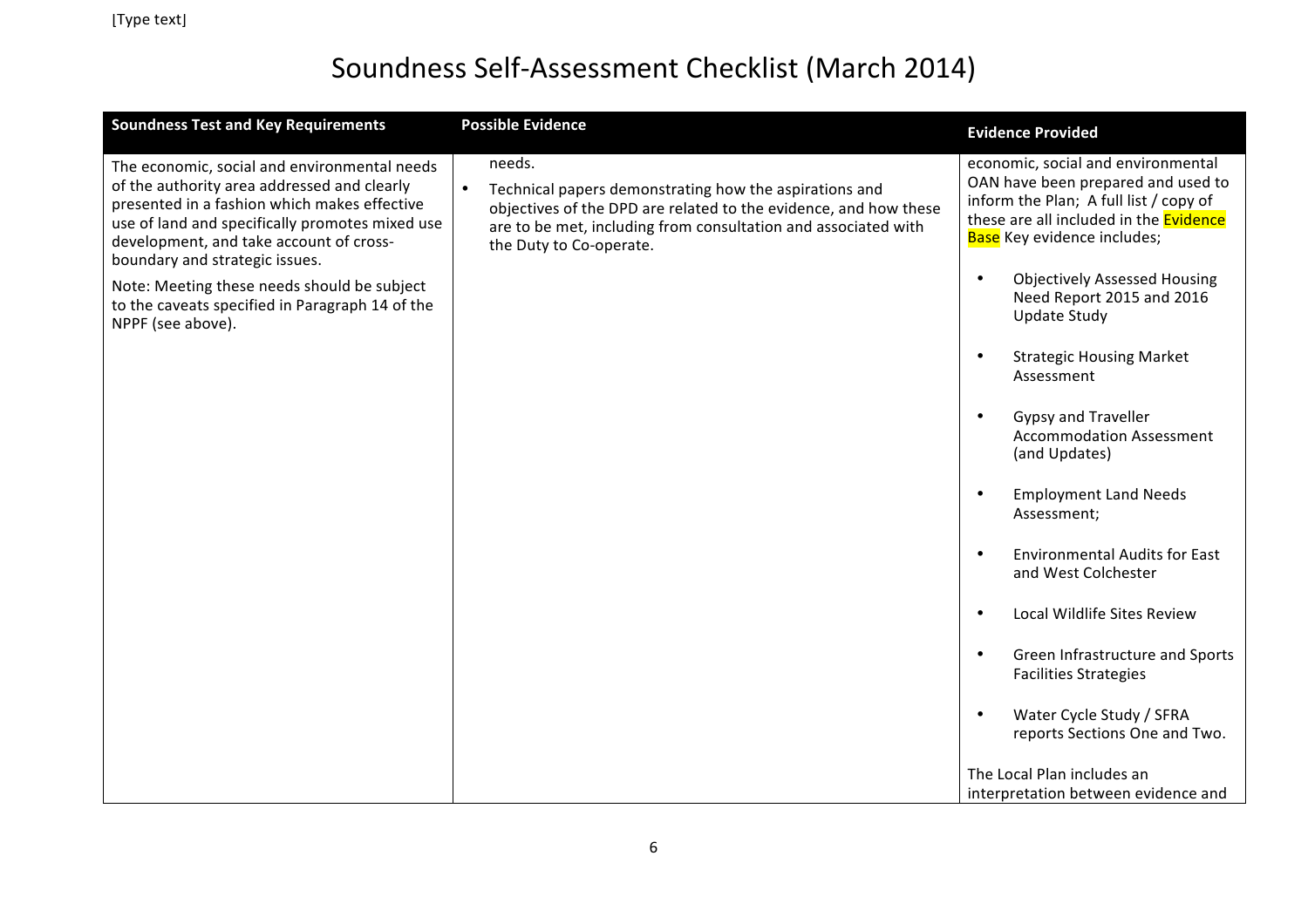# Soundness Self-Assessment Checklist (March 2014)

| Soundness Test and Key Requirements | Possible Evidence | Evidence Provided |
|---|---|---|
| The economic, social and environmental needs of the authority area addressed and clearly presented in a fashion which makes effective use of land and specifically promotes mixed use development, and take account of cross-boundary and strategic issues.<br><br>Note: Meeting these needs should be subject to the caveats specified in Paragraph 14 of the NPPF (see above). | needs.<br><br>• Technical papers demonstrating how the aspirations and objectives of the DPD are related to the evidence, and how these are to be met, including from consultation and associated with the Duty to Co-operate. | economic, social and environmental OAN have been prepared and used to inform the Plan; A full list / copy of these are all included in the Evidence Base Key evidence includes;<br><br>• Objectively Assessed Housing Need Report 2015 and 2016 Update Study<br>• Strategic Housing Market Assessment<br>• Gypsy and Traveller Accommodation Assessment (and Updates)<br>• Employment Land Needs Assessment;<br>• Environmental Audits for East and West Colchester<br>• Local Wildlife Sites Review<br>• Green Infrastructure and Sports Facilities Strategies<br>• Water Cycle Study / SFRA reports Sections One and Two.<br><br>The Local Plan includes an interpretation between evidence and |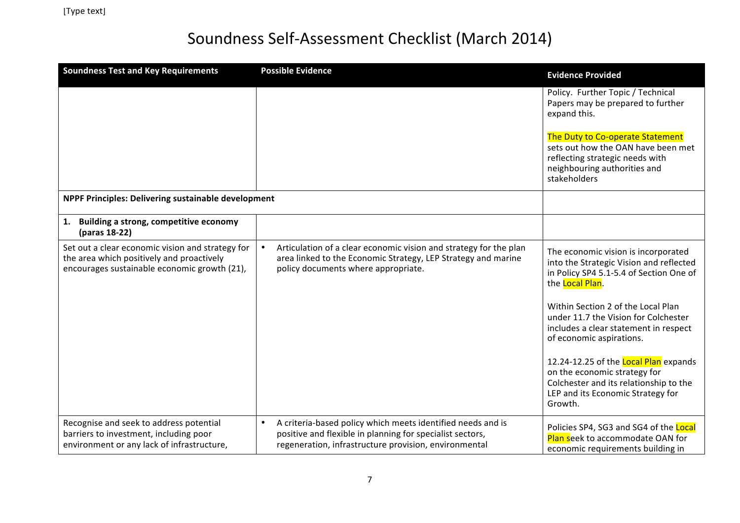# Soundness Self-Assessment Checklist (March 2014)

| Soundness Test and Key Requirements | Possible Evidence | Evidence Provided |
|---|---|---|
| | | Policy. Further Topic / Technical Papers may be prepared to further expand this.<br><br>The Duty to Co-operate Statement sets out how the OAN have been met reflecting strategic needs with neighbouring authorities and stakeholders |
| **NPPF Principles: Delivering sustainable development** | | |
| **1. Building a strong, competitive economy (paras 18-22)** | | |
| Set out a clear economic vision and strategy for the area which positively and proactively encourages sustainable economic growth (21), | • Articulation of a clear economic vision and strategy for the plan area linked to the Economic Strategy, LEP Strategy and marine policy documents where appropriate. | The economic vision is incorporated into the Strategic Vision and reflected in Policy SP4 5.1-5.4 of Section One of the Local Plan.<br><br>Within Section 2 of the Local Plan under 11.7 the Vision for Colchester includes a clear statement in respect of economic aspirations.<br><br>12.24-12.25 of the Local Plan expands on the economic strategy for Colchester and its relationship to the LEP and its Economic Strategy for Growth. |
| Recognise and seek to address potential barriers to investment, including poor environment or any lack of infrastructure, | • A criteria-based policy which meets identified needs and is positive and flexible in planning for specialist sectors, regeneration, infrastructure provision, environmental | Policies SP4, SG3 and SG4 of the Local Plan seek to accommodate OAN for economic requirements building in |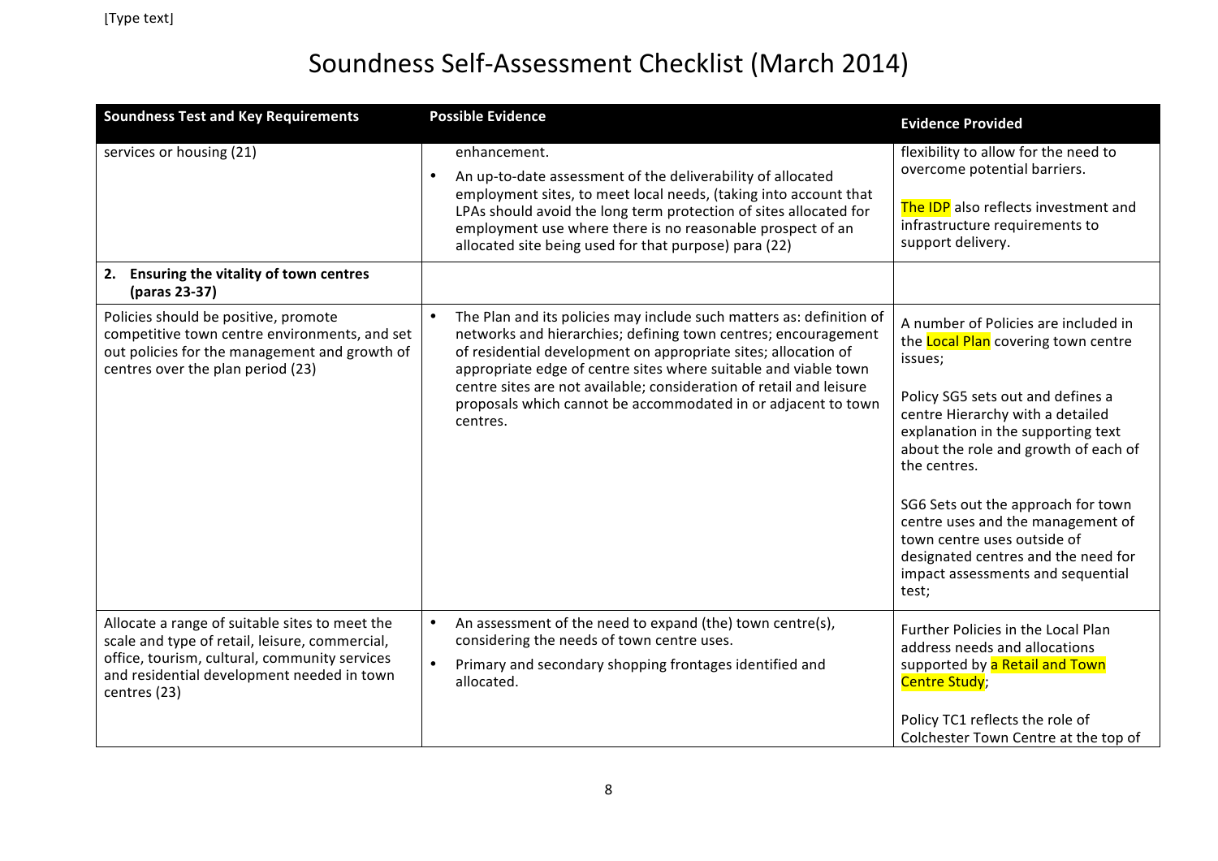# Soundness Self-Assessment Checklist (March 2014)

| Soundness Test and Key Requirements | Possible Evidence | Evidence Provided |
|---|---|---|
| services or housing (21) | enhancement.<br>• An up-to-date assessment of the deliverability of allocated employment sites, to meet local needs, (taking into account that LPAs should avoid the long term protection of sites allocated for employment use where there is no reasonable prospect of an allocated site being used for that purpose) para (22) | flexibility to allow for the need to overcome potential barriers.<br><br>The IDP also reflects investment and infrastructure requirements to support delivery. |
| **2. Ensuring the vitality of town centres (paras 23-37)** | | |
| Policies should be positive, promote competitive town centre environments, and set out policies for the management and growth of centres over the plan period (23) | • The Plan and its policies may include such matters as: definition of networks and hierarchies; defining town centres; encouragement of residential development on appropriate sites; allocation of appropriate edge of centre sites where suitable and viable town centre sites are not available; consideration of retail and leisure proposals which cannot be accommodated in or adjacent to town centres. | A number of Policies are included in the Local Plan covering town centre issues;<br><br>Policy SG5 sets out and defines a centre Hierarchy with a detailed explanation in the supporting text about the role and growth of each of the centres.<br><br>SG6 Sets out the approach for town centre uses and the management of town centre uses outside of designated centres and the need for impact assessments and sequential test; |
| Allocate a range of suitable sites to meet the scale and type of retail, leisure, commercial, office, tourism, cultural, community services and residential development needed in town centres (23) | • An assessment of the need to expand (the) town centre(s), considering the needs of town centre uses.<br>• Primary and secondary shopping frontages identified and allocated. | Further Policies in the Local Plan address needs and allocations supported by a Retail and Town Centre Study;<br><br>Policy TC1 reflects the role of Colchester Town Centre at the top of |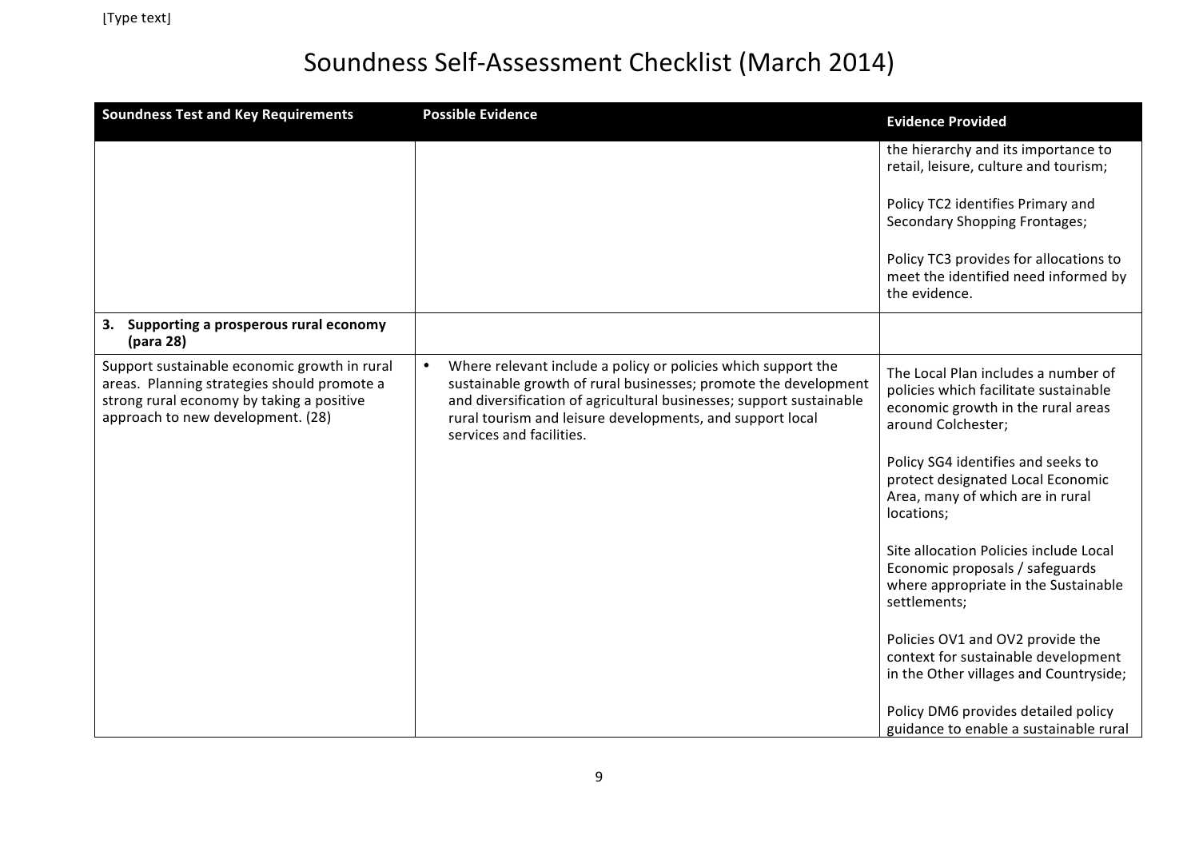# Soundness Self-Assessment Checklist (March 2014)

| Soundness Test and Key Requirements | Possible Evidence | Evidence Provided |
|---|---|---|
| | | the hierarchy and its importance to retail, leisure, culture and tourism;<br><br>Policy TC2 identifies Primary and Secondary Shopping Frontages;<br><br>Policy TC3 provides for allocations to meet the identified need informed by the evidence. |
| **3. Supporting a prosperous rural economy (para 28)** | | |
| Support sustainable economic growth in rural areas. Planning strategies should promote a strong rural economy by taking a positive approach to new development. (28) | • Where relevant include a policy or policies which support the sustainable growth of rural businesses; promote the development and diversification of agricultural businesses; support sustainable rural tourism and leisure developments, and support local services and facilities. | The Local Plan includes a number of policies which facilitate sustainable economic growth in the rural areas around Colchester;<br><br>Policy SG4 identifies and seeks to protect designated Local Economic Area, many of which are in rural locations;<br><br>Site allocation Policies include Local Economic proposals / safeguards where appropriate in the Sustainable settlements;<br><br>Policies OV1 and OV2 provide the context for sustainable development in the Other villages and Countryside;<br><br>Policy DM6 provides detailed policy guidance to enable a sustainable rural |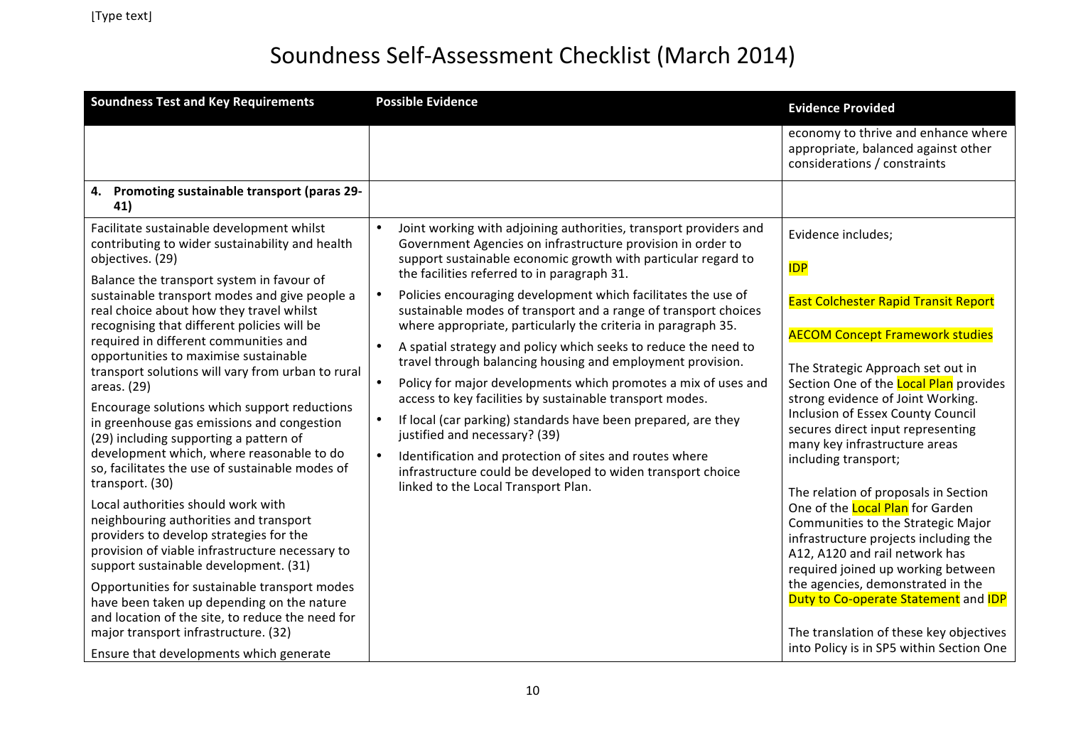# Soundness Self-Assessment Checklist (March 2014)

| Soundness Test and Key Requirements | Possible Evidence | Evidence Provided |
| --- | --- | --- |
| | | economy to thrive and enhance where appropriate, balanced against other considerations / constraints |
| **4. Promoting sustainable transport (paras 29-41)** | | |
| Facilitate sustainable development whilst contributing to wider sustainability and health objectives. (29)<br><br>Balance the transport system in favour of sustainable transport modes and give people a real choice about how they travel whilst recognising that different policies will be required in different communities and opportunities to maximise sustainable transport solutions will vary from urban to rural areas. (29)<br><br>Encourage solutions which support reductions in greenhouse gas emissions and congestion (29) including supporting a pattern of development which, where reasonable to do so, facilitates the use of sustainable modes of transport. (30)<br><br>Local authorities should work with neighbouring authorities and transport providers to develop strategies for the provision of viable infrastructure necessary to support sustainable development. (31)<br><br>Opportunities for sustainable transport modes have been taken up depending on the nature and location of the site, to reduce the need for major transport infrastructure. (32)<br><br>Ensure that developments which generate | • Joint working with adjoining authorities, transport providers and Government Agencies on infrastructure provision in order to support sustainable economic growth with particular regard to the facilities referred to in paragraph 31.<br>• Policies encouraging development which facilitates the use of sustainable modes of transport and a range of transport choices where appropriate, particularly the criteria in paragraph 35.<br>• A spatial strategy and policy which seeks to reduce the need to travel through balancing housing and employment provision.<br>• Policy for major developments which promotes a mix of uses and access to key facilities by sustainable transport modes.<br>• If local (car parking) standards have been prepared, are they justified and necessary? (39)<br>• Identification and protection of sites and routes where infrastructure could be developed to widen transport choice linked to the Local Transport Plan. | Evidence includes;<br><br>IDP<br><br>East Colchester Rapid Transit Report<br><br>AECOM Concept Framework studies<br><br>The Strategic Approach set out in Section One of the Local Plan provides strong evidence of Joint Working. Inclusion of Essex County Council secures direct input representing many key infrastructure areas including transport;<br><br>The relation of proposals in Section One of the Local Plan for Garden Communities to the Strategic Major infrastructure projects including the A12, A120 and rail network has required joined up working between the agencies, demonstrated in the Duty to Co-operate Statement and IDP<br><br>The translation of these key objectives into Policy is in SP5 within Section One |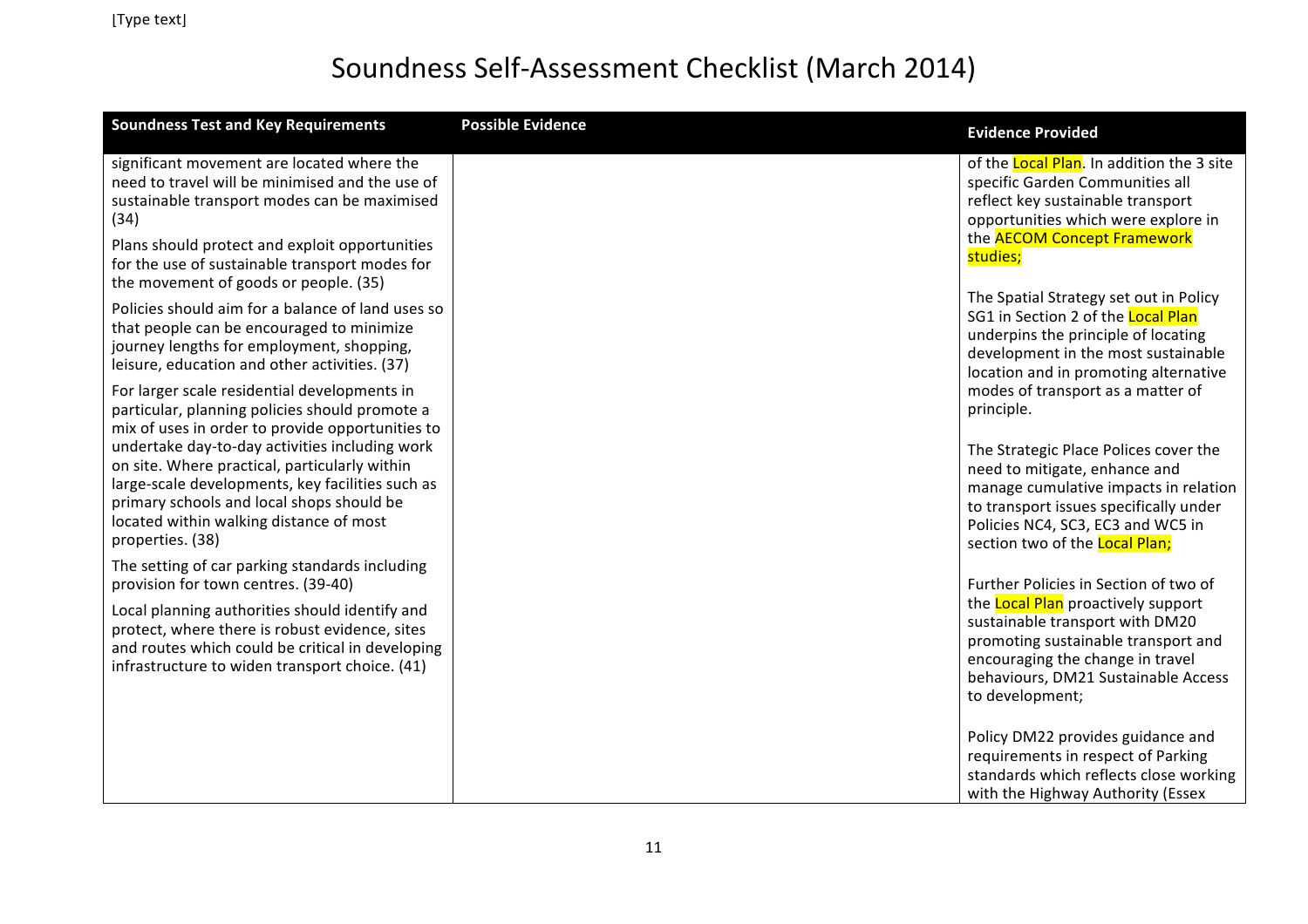# Soundness Self-Assessment Checklist (March 2014)

| Soundness Test and Key Requirements | Possible Evidence | Evidence Provided |
|---|---|---|
| significant movement are located where the need to travel will be minimised and the use of sustainable transport modes can be maximised (34)<br><br>Plans should protect and exploit opportunities for the use of sustainable transport modes for the movement of goods or people. (35)<br><br>Policies should aim for a balance of land uses so that people can be encouraged to minimize journey lengths for employment, shopping, leisure, education and other activities. (37)<br><br>For larger scale residential developments in particular, planning policies should promote a mix of uses in order to provide opportunities to undertake day-to-day activities including work on site. Where practical, particularly within large-scale developments, key facilities such as primary schools and local shops should be located within walking distance of most properties. (38)<br><br>The setting of car parking standards including provision for town centres. (39-40)<br><br>Local planning authorities should identify and protect, where there is robust evidence, sites and routes which could be critical in developing infrastructure to widen transport choice. (41) | | of the Local Plan. In addition the 3 site specific Garden Communities all reflect key sustainable transport opportunities which were explore in the AECOM Concept Framework studies;<br><br>The Spatial Strategy set out in Policy SG1 in Section 2 of the Local Plan underpins the principle of locating development in the most sustainable location and in promoting alternative modes of transport as a matter of principle.<br><br>The Strategic Place Polices cover the need to mitigate, enhance and manage cumulative impacts in relation to transport issues specifically under Policies NC4, SC3, EC3 and WC5 in section two of the Local Plan;<br><br>Further Policies in Section of two of the Local Plan proactively support sustainable transport with DM20 promoting sustainable transport and encouraging the change in travel behaviours, DM21 Sustainable Access to development;<br><br>Policy DM22 provides guidance and requirements in respect of Parking standards which reflects close working with the Highway Authority (Essex |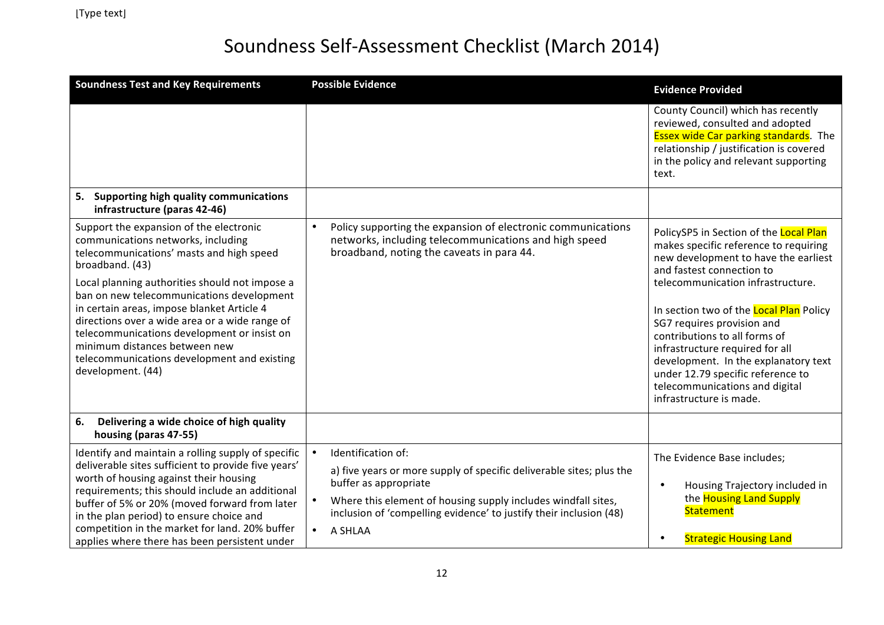# Soundness Self-Assessment Checklist (March 2014)

| Soundness Test and Key Requirements | Possible Evidence | Evidence Provided |
|---|---|---|
| | | County Council) which has recently reviewed, consulted and adopted Essex wide Car parking standards. The relationship / justification is covered in the policy and relevant supporting text. |
| **5. Supporting high quality communications infrastructure (paras 42-46)** | | |
| Support the expansion of the electronic communications networks, including telecommunications' masts and high speed broadband. (43)<br><br>Local planning authorities should not impose a ban on new telecommunications development in certain areas, impose blanket Article 4 directions over a wide area or a wide range of telecommunications development or insist on minimum distances between new telecommunications development and existing development. (44) | • Policy supporting the expansion of electronic communications networks, including telecommunications and high speed broadband, noting the caveats in para 44. | PolicySP5 in Section of the Local Plan makes specific reference to requiring new development to have the earliest and fastest connection to telecommunication infrastructure.<br><br>In section two of the Local Plan Policy SG7 requires provision and contributions to all forms of infrastructure required for all development. In the explanatory text under 12.79 specific reference to telecommunications and digital infrastructure is made. |
| **6. Delivering a wide choice of high quality housing (paras 47-55)** | | |
| Identify and maintain a rolling supply of specific deliverable sites sufficient to provide five years' worth of housing against their housing requirements; this should include an additional buffer of 5% or 20% (moved forward from later in the plan period) to ensure choice and competition in the market for land. 20% buffer applies where there has been persistent under | • Identification of:<br>a) five years or more supply of specific deliverable sites; plus the buffer as appropriate<br>• Where this element of housing supply includes windfall sites, inclusion of 'compelling evidence' to justify their inclusion (48)<br>• A SHLAA | The Evidence Base includes;<br>• Housing Trajectory included in the Housing Land Supply Statement<br>• Strategic Housing Land |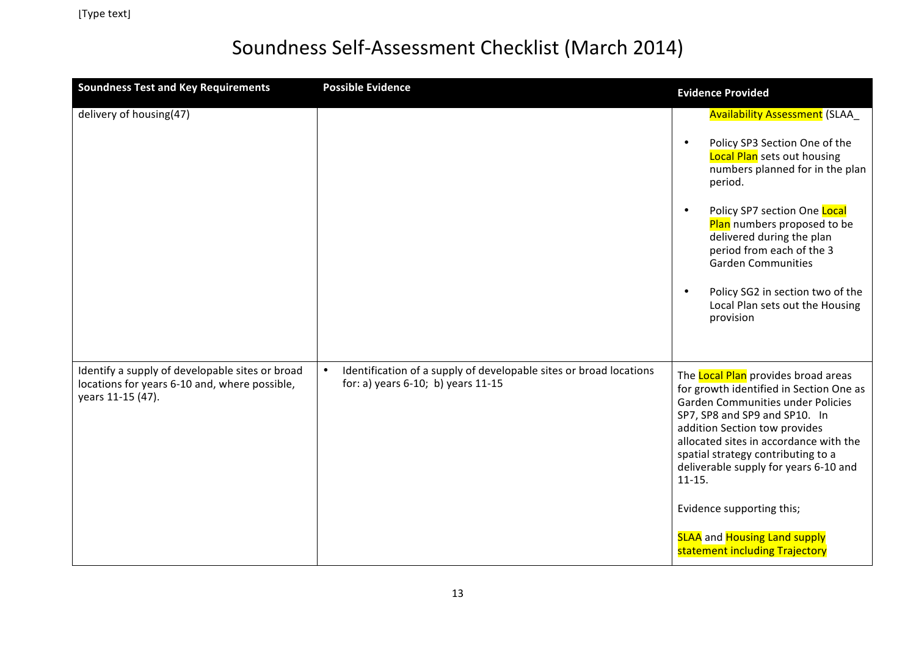# Soundness Self-Assessment Checklist (March 2014)

| Soundness Test and Key Requirements | Possible Evidence | Evidence Provided |
|---|---|---|
| delivery of housing(47) | | Availability Assessment (SLAA_ <br><br> • Policy SP3 Section One of the Local Plan sets out housing numbers planned for in the plan period. <br><br> • Policy SP7 section One Local Plan numbers proposed to be delivered during the plan period from each of the 3 Garden Communities <br><br> • Policy SG2 in section two of the Local Plan sets out the Housing provision |
| Identify a supply of developable sites or broad locations for years 6-10 and, where possible, years 11-15 (47). | • Identification of a supply of developable sites or broad locations for: a) years 6-10; b) years 11-15 | The Local Plan provides broad areas for growth identified in Section One as Garden Communities under Policies SP7, SP8 and SP9 and SP10. In addition Section tow provides allocated sites in accordance with the spatial strategy contributing to a deliverable supply for years 6-10 and 11-15. <br><br> Evidence supporting this; <br><br> SLAA and Housing Land supply statement including Trajectory |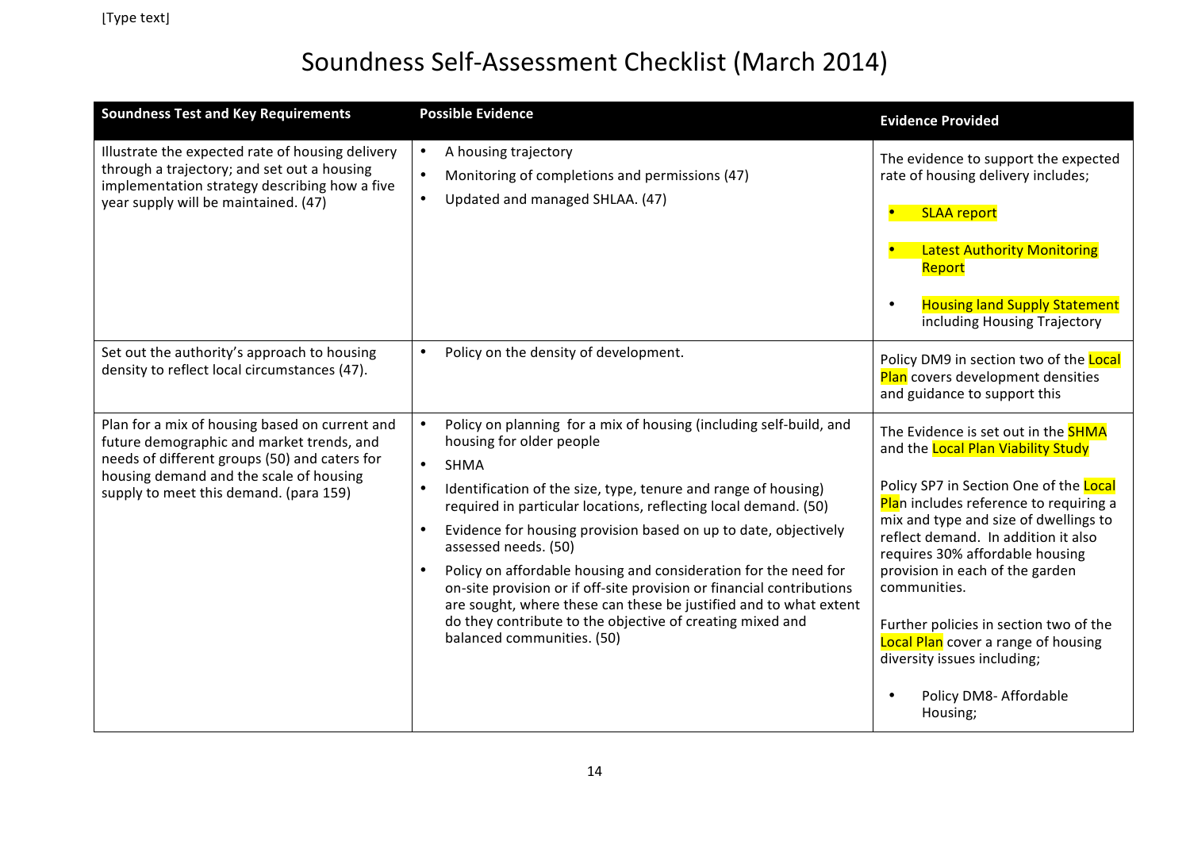# Soundness Self-Assessment Checklist (March 2014)

| Soundness Test and Key Requirements | Possible Evidence | Evidence Provided |
|---|---|---|
| Illustrate the expected rate of housing delivery through a trajectory; and set out a housing implementation strategy describing how a five year supply will be maintained. (47) | • A housing trajectory<br>• Monitoring of completions and permissions (47)<br>• Updated and managed SHLAA. (47) | The evidence to support the expected rate of housing delivery includes;<br>• SLAA report<br>• Latest Authority Monitoring Report<br>• Housing land Supply Statement including Housing Trajectory |
| Set out the authority's approach to housing density to reflect local circumstances (47). | • Policy on the density of development. | Policy DM9 in section two of the Local Plan covers development densities and guidance to support this |
| Plan for a mix of housing based on current and future demographic and market trends, and needs of different groups (50) and caters for housing demand and the scale of housing supply to meet this demand. (para 159) | • Policy on planning for a mix of housing (including self-build, and housing for older people<br>• SHMA<br>• Identification of the size, type, tenure and range of housing) required in particular locations, reflecting local demand. (50)<br>• Evidence for housing provision based on up to date, objectively assessed needs. (50)<br>• Policy on affordable housing and consideration for the need for on-site provision or if off-site provision or financial contributions are sought, where these can these be justified and to what extent do they contribute to the objective of creating mixed and balanced communities. (50) | The Evidence is set out in the SHMA and the Local Plan Viability Study<br><br>Policy SP7 in Section One of the Local Plan includes reference to requiring a mix and type and size of dwellings to reflect demand. In addition it also requires 30% affordable housing provision in each of the garden communities.<br><br>Further policies in section two of the Local Plan cover a range of housing diversity issues including;<br>• Policy DM8- Affordable Housing; |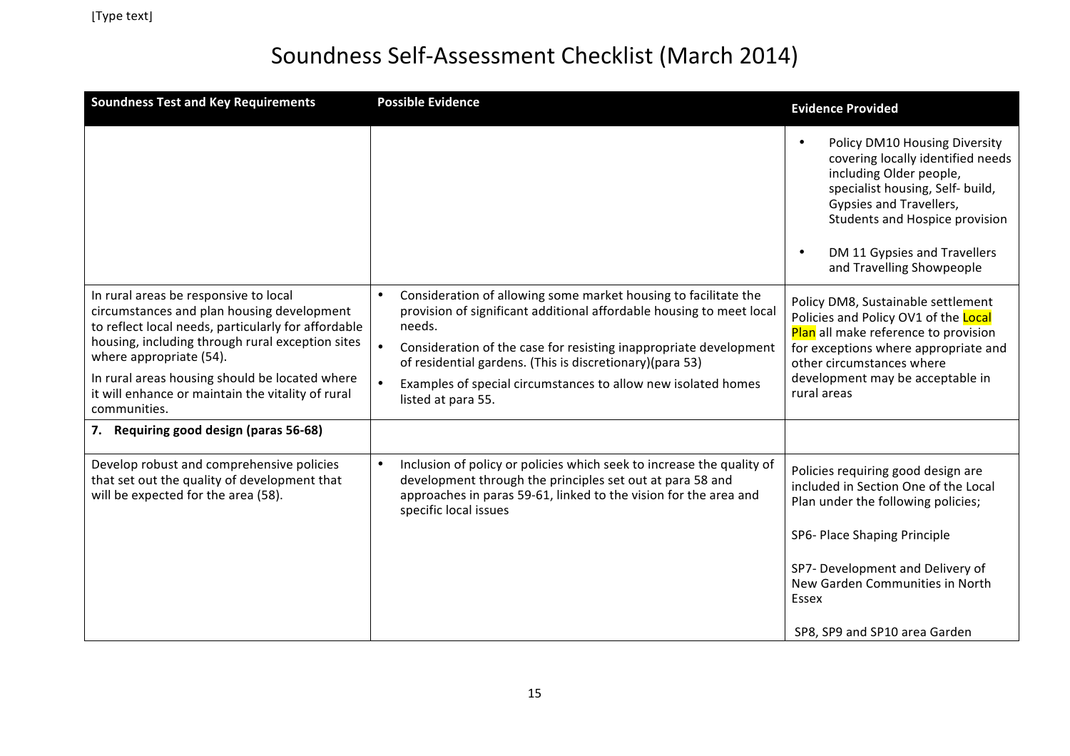# Soundness Self-Assessment Checklist (March 2014)

| Soundness Test and Key Requirements | Possible Evidence | Evidence Provided |
|---|---|---|
| | | • Policy DM10 Housing Diversity covering locally identified needs including Older people, specialist housing, Self- build, Gypsies and Travellers, Students and Hospice provision<br>• DM 11 Gypsies and Travellers and Travelling Showpeople |
| In rural areas be responsive to local circumstances and plan housing development to reflect local needs, particularly for affordable housing, including through rural exception sites where appropriate (54).<br>In rural areas housing should be located where it will enhance or maintain the vitality of rural communities. | • Consideration of allowing some market housing to facilitate the provision of significant additional affordable housing to meet local needs.<br>• Consideration of the case for resisting inappropriate development of residential gardens. (This is discretionary)(para 53)<br>• Examples of special circumstances to allow new isolated homes listed at para 55. | Policy DM8, Sustainable settlement Policies and Policy OV1 of the Local Plan all make reference to provision for exceptions where appropriate and other circumstances where development may be acceptable in rural areas |
| **7. Requiring good design (paras 56-68)** | | |
| Develop robust and comprehensive policies that set out the quality of development that will be expected for the area (58). | • Inclusion of policy or policies which seek to increase the quality of development through the principles set out at para 58 and approaches in paras 59-61, linked to the vision for the area and specific local issues | Policies requiring good design are included in Section One of the Local Plan under the following policies;<br>SP6- Place Shaping Principle<br>SP7- Development and Delivery of New Garden Communities in North Essex<br>SP8, SP9 and SP10 area Garden |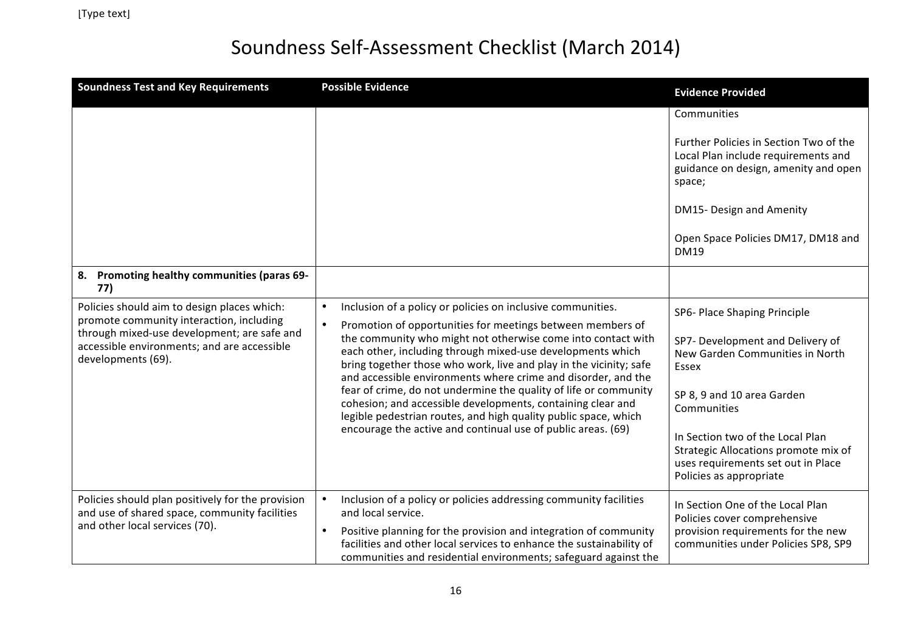# Soundness Self-Assessment Checklist (March 2014)

| Soundness Test and Key Requirements | Possible Evidence | Evidence Provided |
|---|---|---|
| | | Communities<br><br>Further Policies in Section Two of the Local Plan include requirements and guidance on design, amenity and open space;<br><br>DM15- Design and Amenity<br><br>Open Space Policies DM17, DM18 and DM19 |
| **8. Promoting healthy communities (paras 69-77)** | | |
| Policies should aim to design places which: promote community interaction, including through mixed-use development; are safe and accessible environments; and are accessible developments (69). | • Inclusion of a policy or policies on inclusive communities.<br>• Promotion of opportunities for meetings between members of the community who might not otherwise come into contact with each other, including through mixed-use developments which bring together those who work, live and play in the vicinity; safe and accessible environments where crime and disorder, and the fear of crime, do not undermine the quality of life or community cohesion; and accessible developments, containing clear and legible pedestrian routes, and high quality public space, which encourage the active and continual use of public areas. (69) | SP6- Place Shaping Principle<br><br>SP7- Development and Delivery of New Garden Communities in North Essex<br><br>SP 8, 9 and 10 area Garden Communities<br><br>In Section two of the Local Plan Strategic Allocations promote mix of uses requirements set out in Place Policies as appropriate |
| Policies should plan positively for the provision and use of shared space, community facilities and other local services (70). | • Inclusion of a policy or policies addressing community facilities and local service.<br>• Positive planning for the provision and integration of community facilities and other local services to enhance the sustainability of communities and residential environments; safeguard against the | In Section One of the Local Plan Policies cover comprehensive provision requirements for the new communities under Policies SP8, SP9 |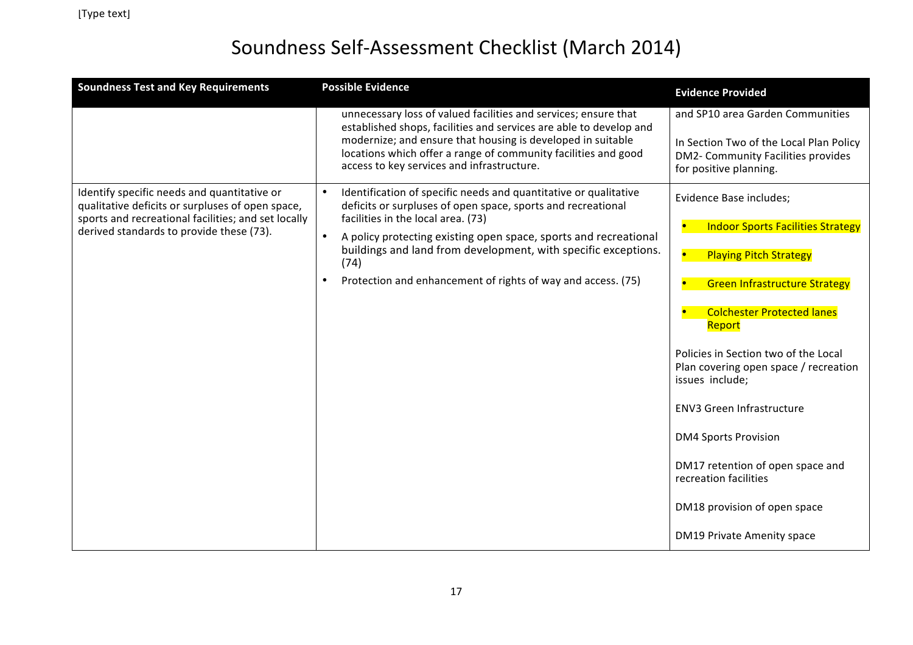# Soundness Self-Assessment Checklist (March 2014)

| Soundness Test and Key Requirements | Possible Evidence | Evidence Provided |
|---|---|---|
| | unnecessary loss of valued facilities and services; ensure that established shops, facilities and services are able to develop and modernize; and ensure that housing is developed in suitable locations which offer a range of community facilities and good access to key services and infrastructure. | and SP10 area Garden Communities<br><br>In Section Two of the Local Plan Policy DM2- Community Facilities provides for positive planning. |
| Identify specific needs and quantitative or qualitative deficits or surpluses of open space, sports and recreational facilities; and set locally derived standards to provide these (73). | • Identification of specific needs and quantitative or qualitative deficits or surpluses of open space, sports and recreational facilities in the local area. (73)<br>• A policy protecting existing open space, sports and recreational buildings and land from development, with specific exceptions. (74)<br>• Protection and enhancement of rights of way and access. (75) | Evidence Base includes;<br><br>• Indoor Sports Facilities Strategy<br>• Playing Pitch Strategy<br>• Green Infrastructure Strategy<br>• Colchester Protected lanes Report<br><br>Policies in Section two of the Local Plan covering open space / recreation issues include;<br><br>ENV3 Green Infrastructure<br><br>DM4 Sports Provision<br><br>DM17 retention of open space and recreation facilities<br><br>DM18 provision of open space<br><br>DM19 Private Amenity space |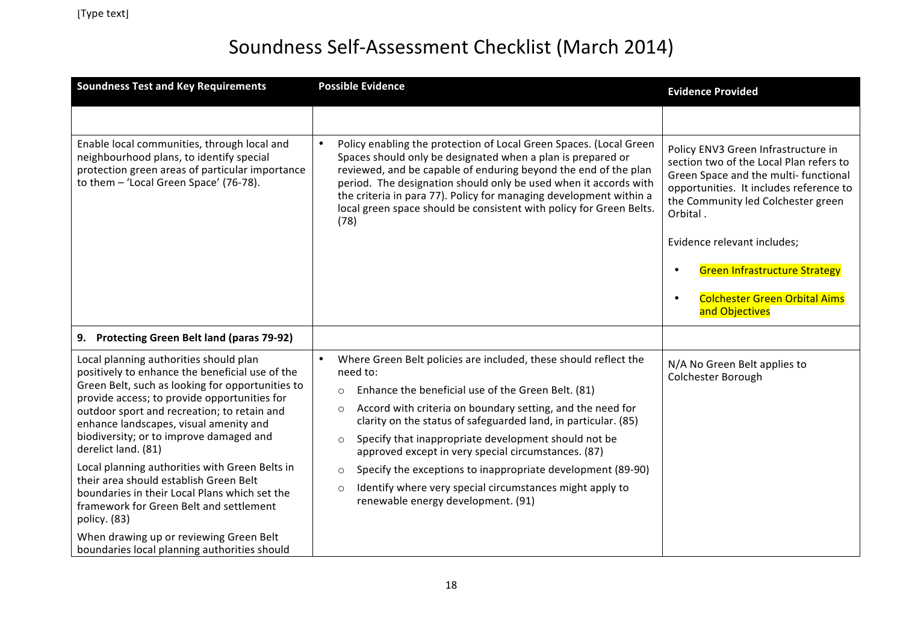# Soundness Self-Assessment Checklist (March 2014)

| Soundness Test and Key Requirements | Possible Evidence | Evidence Provided |
|---|---|---|
| | | |
| Enable local communities, through local and neighbourhood plans, to identify special protection green areas of particular importance to them – 'Local Green Space' (76-78). | • Policy enabling the protection of Local Green Spaces. (Local Green Spaces should only be designated when a plan is prepared or reviewed, and be capable of enduring beyond the end of the plan period. The designation should only be used when it accords with the criteria in para 77). Policy for managing development within a local green space should be consistent with policy for Green Belts. (78) | Policy ENV3 Green Infrastructure in section two of the Local Plan refers to Green Space and the multi- functional opportunities. It includes reference to the Community led Colchester green Orbital .<br><br>Evidence relevant includes;<br><br>• Green Infrastructure Strategy<br><br>• Colchester Green Orbital Aims and Objectives |
| **9. Protecting Green Belt land (paras 79-92)** | | |
| Local planning authorities should plan positively to enhance the beneficial use of the Green Belt, such as looking for opportunities to provide access; to provide opportunities for outdoor sport and recreation; to retain and enhance landscapes, visual amenity and biodiversity; or to improve damaged and derelict land. (81)<br><br>Local planning authorities with Green Belts in their area should establish Green Belt boundaries in their Local Plans which set the framework for Green Belt and settlement policy. (83)<br><br>When drawing up or reviewing Green Belt boundaries local planning authorities should | • Where Green Belt policies are included, these should reflect the need to:<br>○ Enhance the beneficial use of the Green Belt. (81)<br>○ Accord with criteria on boundary setting, and the need for clarity on the status of safeguarded land, in particular. (85)<br>○ Specify that inappropriate development should not be approved except in very special circumstances. (87)<br>○ Specify the exceptions to inappropriate development (89-90)<br>○ Identify where very special circumstances might apply to renewable energy development. (91) | N/A No Green Belt applies to Colchester Borough |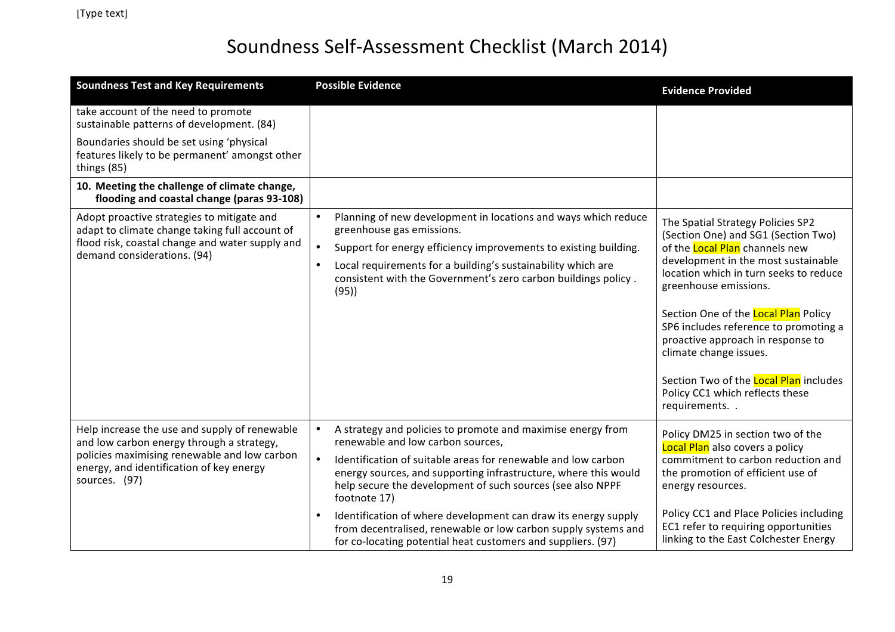# Soundness Self-Assessment Checklist (March 2014)

| Soundness Test and Key Requirements | Possible Evidence | Evidence Provided |
|---|---|---|
| take account of the need to promote sustainable patterns of development. (84)<br><br>Boundaries should be set using 'physical features likely to be permanent' amongst other things (85) | | |
| **10. Meeting the challenge of climate change, flooding and coastal change (paras 93-108)** | | |
| Adopt proactive strategies to mitigate and adapt to climate change taking full account of flood risk, coastal change and water supply and demand considerations. (94) | • Planning of new development in locations and ways which reduce greenhouse gas emissions.<br>• Support for energy efficiency improvements to existing building.<br>• Local requirements for a building's sustainability which are consistent with the Government's zero carbon buildings policy . (95)) | The Spatial Strategy Policies SP2 (Section One) and SG1 (Section Two) of the Local Plan channels new development in the most sustainable location which in turn seeks to reduce greenhouse emissions.<br><br>Section One of the Local Plan Policy SP6 includes reference to promoting a proactive approach in response to climate change issues.<br><br>Section Two of the Local Plan includes Policy CC1 which reflects these requirements. . |
| Help increase the use and supply of renewable and low carbon energy through a strategy, policies maximising renewable and low carbon energy, and identification of key energy sources. (97) | • A strategy and policies to promote and maximise energy from renewable and low carbon sources,<br>• Identification of suitable areas for renewable and low carbon energy sources, and supporting infrastructure, where this would help secure the development of such sources (see also NPPF footnote 17)<br>• Identification of where development can draw its energy supply from decentralised, renewable or low carbon supply systems and for co-locating potential heat customers and suppliers. (97) | Policy DM25 in section two of the Local Plan also covers a policy commitment to carbon reduction and the promotion of efficient use of energy resources.<br><br>Policy CC1 and Place Policies including EC1 refer to requiring opportunities linking to the East Colchester Energy |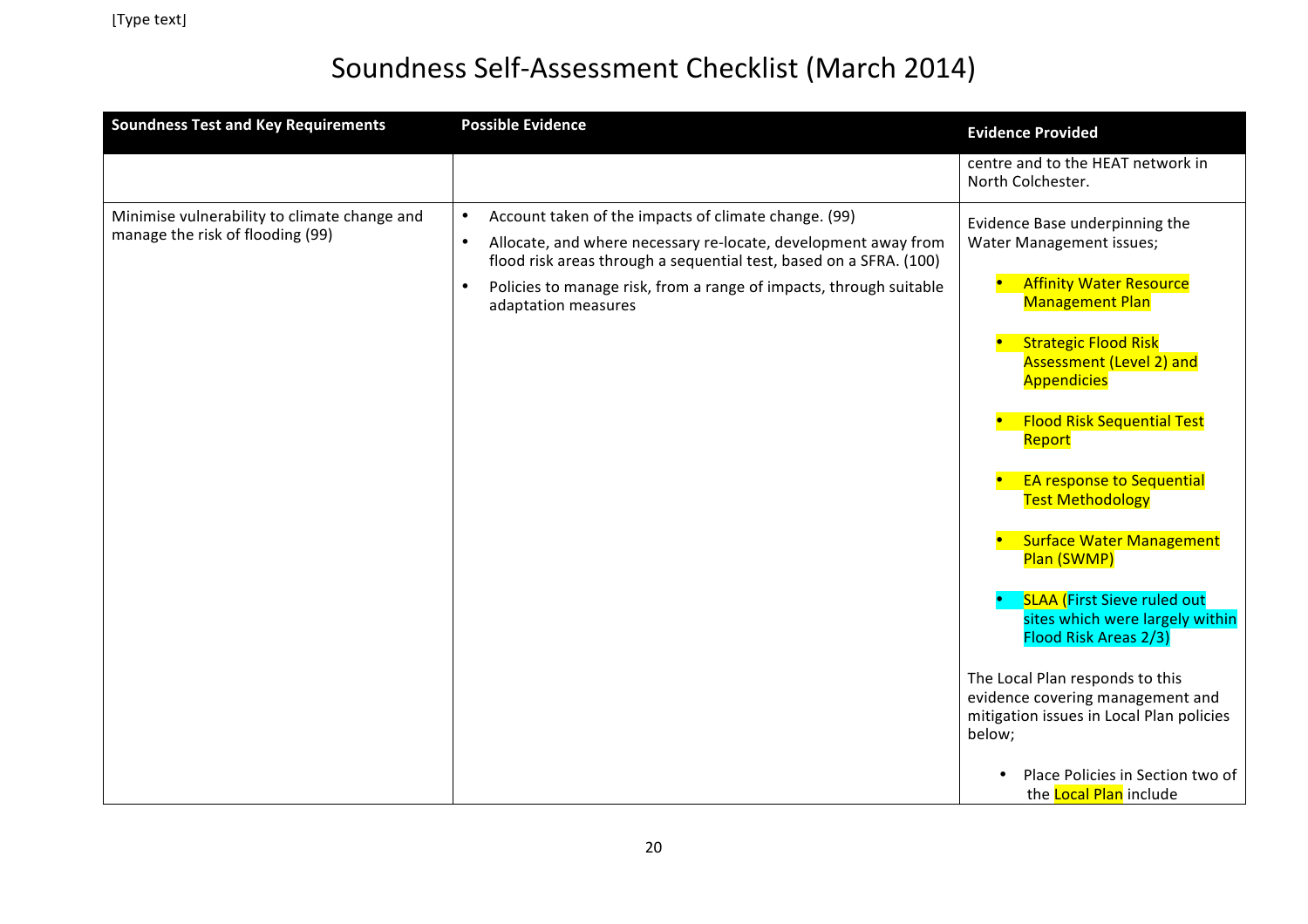# Soundness Self-Assessment Checklist (March 2014)

| Soundness Test and Key Requirements | Possible Evidence | Evidence Provided |
|---|---|---|
| | | centre and to the HEAT network in North Colchester. |
| Minimise vulnerability to climate change and manage the risk of flooding (99) | • Account taken of the impacts of climate change. (99)<br>• Allocate, and where necessary re-locate, development away from flood risk areas through a sequential test, based on a SFRA. (100)<br>• Policies to manage risk, from a range of impacts, through suitable adaptation measures | Evidence Base underpinning the Water Management issues;<br>• Affinity Water Resource Management Plan<br>• Strategic Flood Risk Assessment (Level 2) and Appendicies<br>• Flood Risk Sequential Test Report<br>• EA response to Sequential Test Methodology<br>• Surface Water Management Plan (SWMP)<br>• SLAA (First Sieve ruled out sites which were largely within Flood Risk Areas 2/3)<br><br>The Local Plan responds to this evidence covering management and mitigation issues in Local Plan policies below;<br>• Place Policies in Section two of the Local Plan include |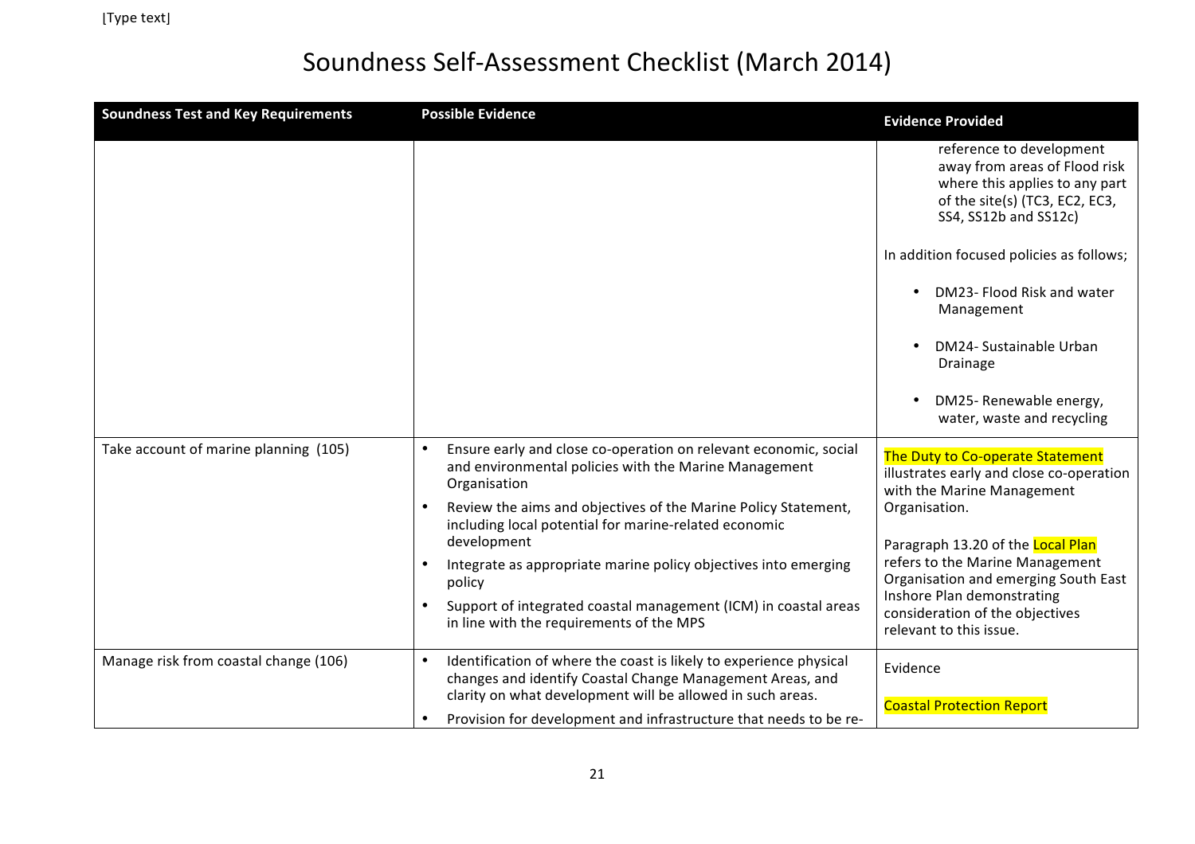# Soundness Self-Assessment Checklist (March 2014)

| Soundness Test and Key Requirements | Possible Evidence | Evidence Provided |
|---|---|---|
| | | reference to development away from areas of Flood risk where this applies to any part of the site(s) (TC3, EC2, EC3, SS4, SS12b and SS12c)<br><br>In addition focused policies as follows;<br><br>• DM23- Flood Risk and water Management<br><br>• DM24- Sustainable Urban Drainage<br><br>• DM25- Renewable energy, water, waste and recycling |
| Take account of marine planning (105) | • Ensure early and close co-operation on relevant economic, social and environmental policies with the Marine Management Organisation<br>• Review the aims and objectives of the Marine Policy Statement, including local potential for marine-related economic development<br>• Integrate as appropriate marine policy objectives into emerging policy<br>• Support of integrated coastal management (ICM) in coastal areas in line with the requirements of the MPS | The Duty to Co-operate Statement illustrates early and close co-operation with the Marine Management Organisation.<br><br>Paragraph 13.20 of the Local Plan refers to the Marine Management Organisation and emerging South East Inshore Plan demonstrating consideration of the objectives relevant to this issue. |
| Manage risk from coastal change (106) | • Identification of where the coast is likely to experience physical changes and identify Coastal Change Management Areas, and clarity on what development will be allowed in such areas.<br>• Provision for development and infrastructure that needs to be re- | Evidence<br><br>Coastal Protection Report |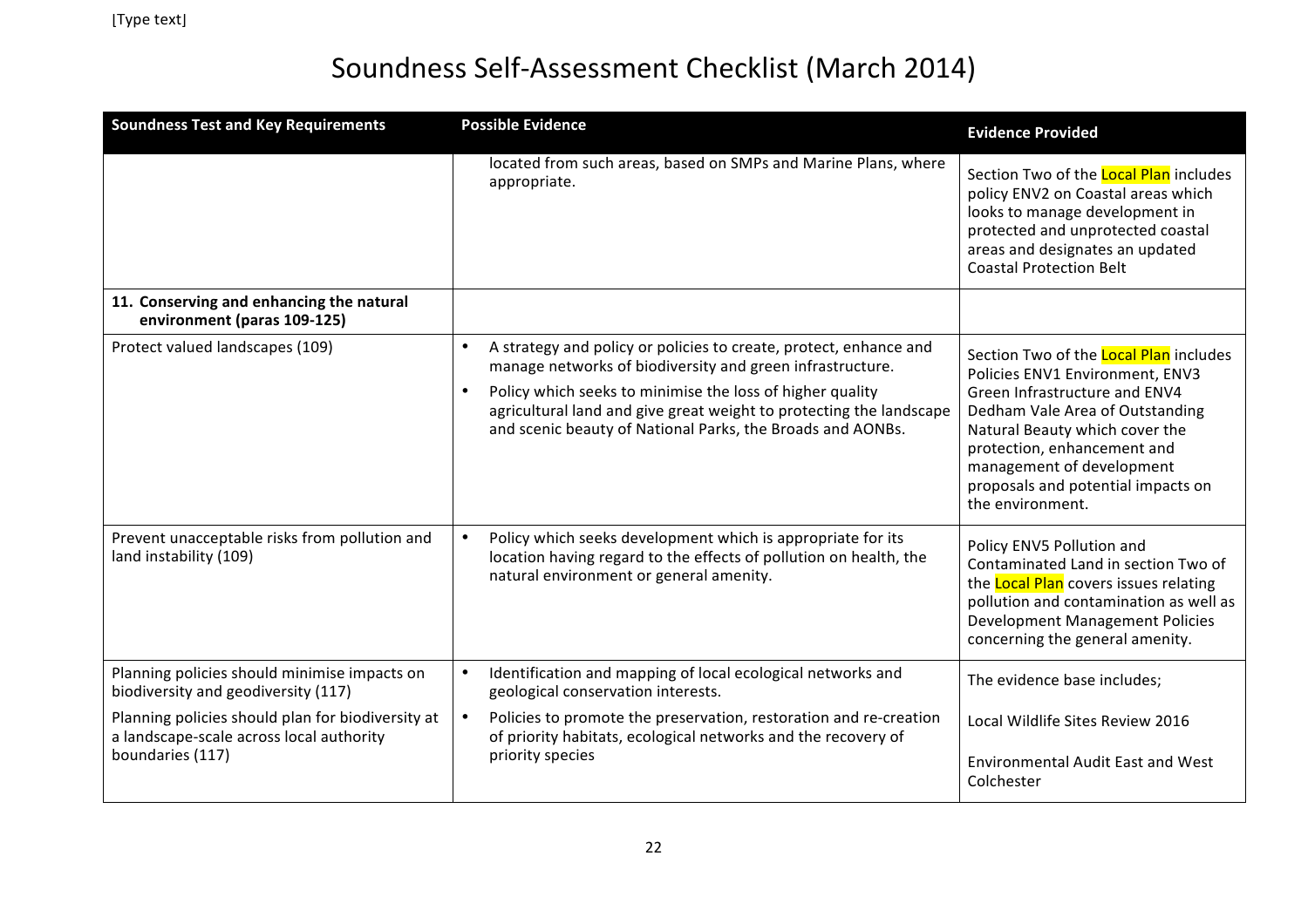# Soundness Self-Assessment Checklist (March 2014)

| Soundness Test and Key Requirements | Possible Evidence | Evidence Provided |
| --- | --- | --- |
| | located from such areas, based on SMPs and Marine Plans, where appropriate. | Section Two of the Local Plan includes policy ENV2 on Coastal areas which looks to manage development in protected and unprotected coastal areas and designates an updated Coastal Protection Belt |
| **11. Conserving and enhancing the natural environment (paras 109-125)** | | |
| Protect valued landscapes (109) | • A strategy and policy or policies to create, protect, enhance and manage networks of biodiversity and green infrastructure.<br>• Policy which seeks to minimise the loss of higher quality agricultural land and give great weight to protecting the landscape and scenic beauty of National Parks, the Broads and AONBs. | Section Two of the Local Plan includes Policies ENV1 Environment, ENV3 Green Infrastructure and ENV4 Dedham Vale Area of Outstanding Natural Beauty which cover the protection, enhancement and management of development proposals and potential impacts on the environment. |
| Prevent unacceptable risks from pollution and land instability (109) | • Policy which seeks development which is appropriate for its location having regard to the effects of pollution on health, the natural environment or general amenity. | Policy ENV5 Pollution and Contaminated Land in section Two of the Local Plan covers issues relating pollution and contamination as well as Development Management Policies concerning the general amenity. |
| Planning policies should minimise impacts on biodiversity and geodiversity (117)<br><br>Planning policies should plan for biodiversity at a landscape-scale across local authority boundaries (117) | • Identification and mapping of local ecological networks and geological conservation interests.<br>• Policies to promote the preservation, restoration and re-creation of priority habitats, ecological networks and the recovery of priority species | The evidence base includes;<br><br>Local Wildlife Sites Review 2016<br><br>Environmental Audit East and West Colchester |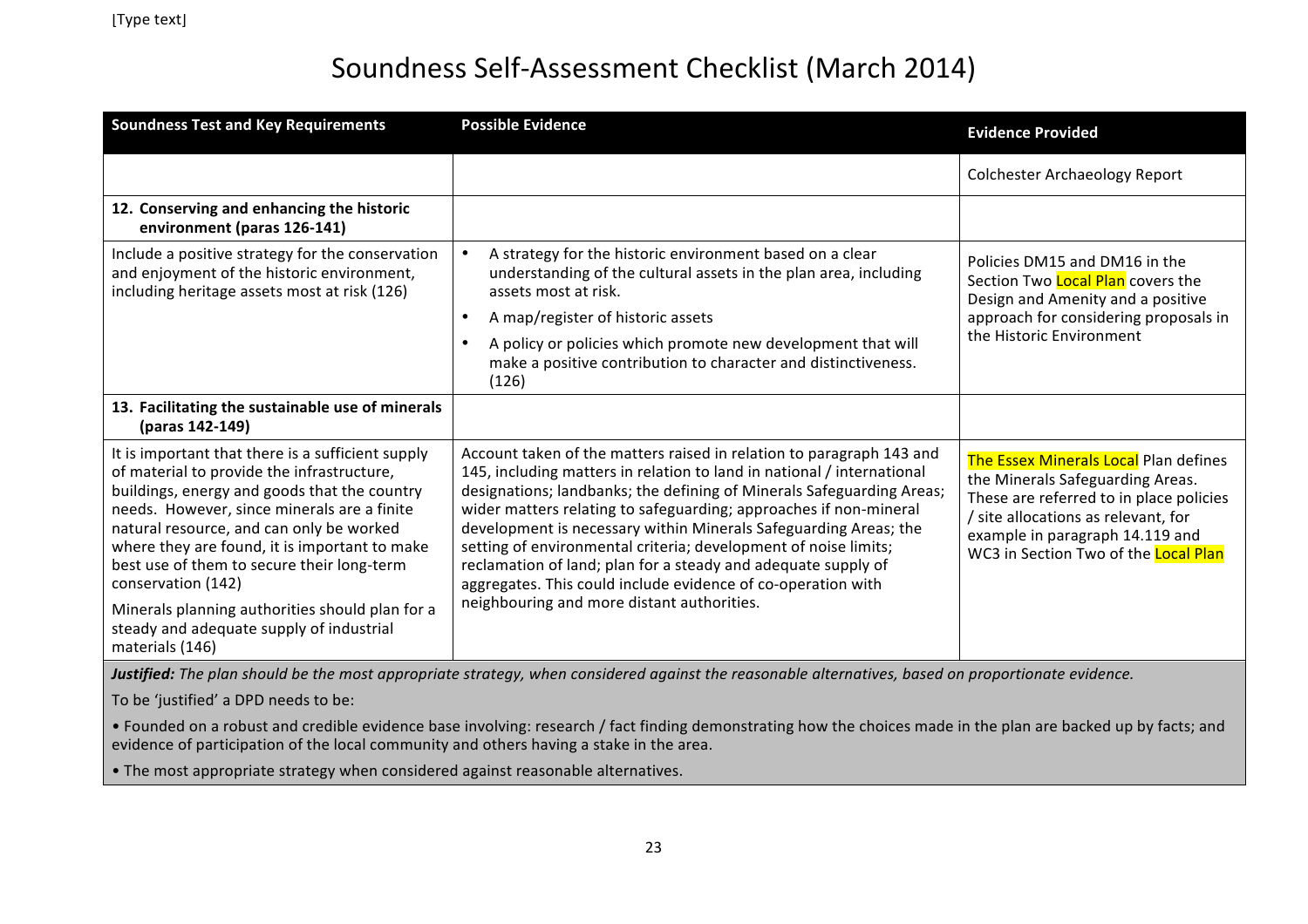# Soundness Self-Assessment Checklist (March 2014)

| Soundness Test and Key Requirements | Possible Evidence | Evidence Provided |
|---|---|---|
| | | Colchester Archaeology Report |
| **12. Conserving and enhancing the historic environment (paras 126-141)** | | |
| Include a positive strategy for the conservation and enjoyment of the historic environment, including heritage assets most at risk (126) | • A strategy for the historic environment based on a clear understanding of the cultural assets in the plan area, including assets most at risk.<br>• A map/register of historic assets<br>• A policy or policies which promote new development that will make a positive contribution to character and distinctiveness. (126) | Policies DM15 and DM16 in the Section Two Local Plan covers the Design and Amenity and a positive approach for considering proposals in the Historic Environment |
| **13. Facilitating the sustainable use of minerals (paras 142-149)** | | |
| It is important that there is a sufficient supply of material to provide the infrastructure, buildings, energy and goods that the country needs. However, since minerals are a finite natural resource, and can only be worked where they are found, it is important to make best use of them to secure their long-term conservation (142)<br><br>Minerals planning authorities should plan for a steady and adequate supply of industrial materials (146) | Account taken of the matters raised in relation to paragraph 143 and 145, including matters in relation to land in national / international designations; landbanks; the defining of Minerals Safeguarding Areas; wider matters relating to safeguarding; approaches if non-mineral development is necessary within Minerals Safeguarding Areas; the setting of environmental criteria; development of noise limits; reclamation of land; plan for a steady and adequate supply of aggregates. This could include evidence of co-operation with neighbouring and more distant authorities. | The Essex Minerals Local Plan defines the Minerals Safeguarding Areas. These are referred to in place policies / site allocations as relevant, for example in paragraph 14.119 and WC3 in Section Two of the Local Plan |

***Justified:*** *The plan should be the most appropriate strategy, when considered against the reasonable alternatives, based on proportionate evidence.*

To be 'justified' a DPD needs to be:

• Founded on a robust and credible evidence base involving: research / fact finding demonstrating how the choices made in the plan are backed up by facts; and evidence of participation of the local community and others having a stake in the area.

• The most appropriate strategy when considered against reasonable alternatives.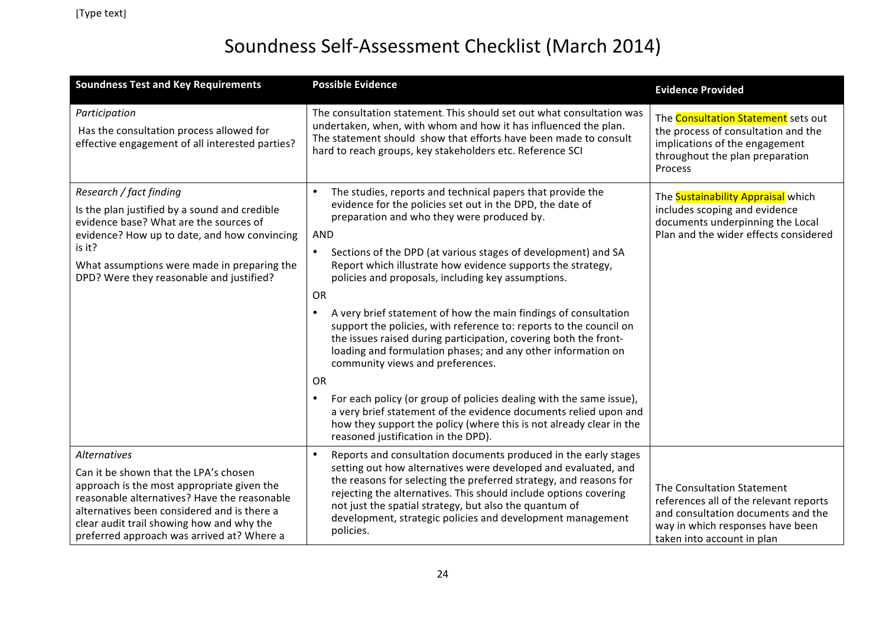# Soundness Self-Assessment Checklist (March 2014)

| Soundness Test and Key Requirements | Possible Evidence | Evidence Provided |
|---|---|---|
| *Participation*<br>Has the consultation process allowed for effective engagement of all interested parties? | The consultation statement. This should set out what consultation was undertaken, when, with whom and how it has influenced the plan. The statement should show that efforts have been made to consult hard to reach groups, key stakeholders etc. Reference SCI | The Consultation Statement sets out the process of consultation and the implications of the engagement throughout the plan preparation Process |
| *Research / fact finding*<br>Is the plan justified by a sound and credible evidence base? What are the sources of evidence? How up to date, and how convincing is it?<br>What assumptions were made in preparing the DPD? Were they reasonable and justified? | • The studies, reports and technical papers that provide the evidence for the policies set out in the DPD, the date of preparation and who they were produced by.<br>AND<br>• Sections of the DPD (at various stages of development) and SA Report which illustrate how evidence supports the strategy, policies and proposals, including key assumptions.<br>OR<br>• A very brief statement of how the main findings of consultation support the policies, with reference to: reports to the council on the issues raised during participation, covering both the front-loading and formulation phases; and any other information on community views and preferences.<br>OR<br>• For each policy (or group of policies dealing with the same issue), a very brief statement of the evidence documents relied upon and how they support the policy (where this is not already clear in the reasoned justification in the DPD). | The Sustainability Appraisal which includes scoping and evidence documents underpinning the Local Plan and the wider effects considered |
| *Alternatives*<br>Can it be shown that the LPA's chosen approach is the most appropriate given the reasonable alternatives? Have the reasonable alternatives been considered and is there a clear audit trail showing how and why the preferred approach was arrived at? Where a | • Reports and consultation documents produced in the early stages setting out how alternatives were developed and evaluated, and the reasons for selecting the preferred strategy, and reasons for rejecting the alternatives. This should include options covering not just the spatial strategy, but also the quantum of development, strategic policies and development management policies. | The Consultation Statement references all of the relevant reports and consultation documents and the way in which responses have been taken into account in plan |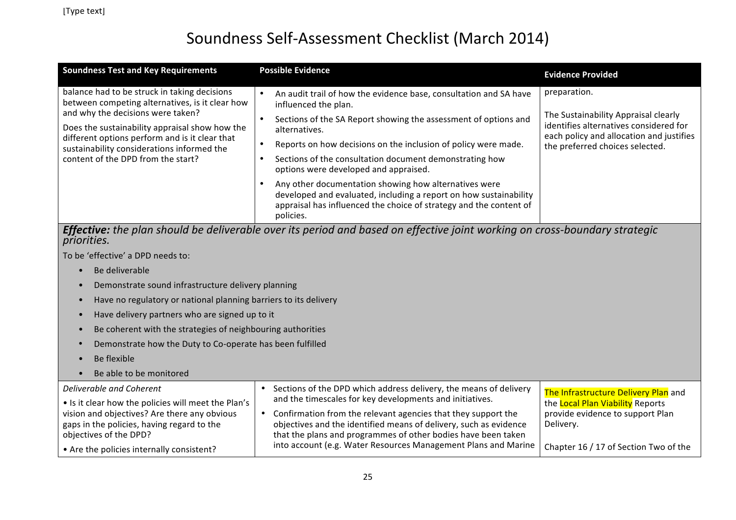# Soundness Self-Assessment Checklist (March 2014)

| Soundness Test and Key Requirements | Possible Evidence | Evidence Provided |
|---|---|---|
| balance had to be struck in taking decisions between competing alternatives, is it clear how and why the decisions were taken?<br><br>Does the sustainability appraisal show how the different options perform and is it clear that sustainability considerations informed the content of the DPD from the start? | • An audit trail of how the evidence base, consultation and SA have influenced the plan.<br>• Sections of the SA Report showing the assessment of options and alternatives.<br>• Reports on how decisions on the inclusion of policy were made.<br>• Sections of the consultation document demonstrating how options were developed and appraised.<br>• Any other documentation showing how alternatives were developed and evaluated, including a report on how sustainability appraisal has influenced the choice of strategy and the content of policies. | preparation.<br><br>The Sustainability Appraisal clearly identifies alternatives considered for each policy and allocation and justifies the preferred choices selected. |
| ***Effective:*** *the plan should be deliverable over its period and based on effective joint working on cross-boundary strategic priorities.*<br><br>To be 'effective' a DPD needs to:<br>• Be deliverable<br>• Demonstrate sound infrastructure delivery planning<br>• Have no regulatory or national planning barriers to its delivery<br>• Have delivery partners who are signed up to it<br>• Be coherent with the strategies of neighbouring authorities<br>• Demonstrate how the Duty to Co-operate has been fulfilled<br>• Be flexible<br>• Be able to be monitored | | |
| *Deliverable and Coherent*<br><br>• Is it clear how the policies will meet the Plan's vision and objectives? Are there any obvious gaps in the policies, having regard to the objectives of the DPD?<br><br>• Are the policies internally consistent? | • Sections of the DPD which address delivery, the means of delivery and the timescales for key developments and initiatives.<br>• Confirmation from the relevant agencies that they support the objectives and the identified means of delivery, such as evidence that the plans and programmes of other bodies have been taken into account (e.g. Water Resources Management Plans and Marine | The Infrastructure Delivery Plan and the Local Plan Viability Reports provide evidence to support Plan Delivery.<br><br>Chapter 16 / 17 of Section Two of the |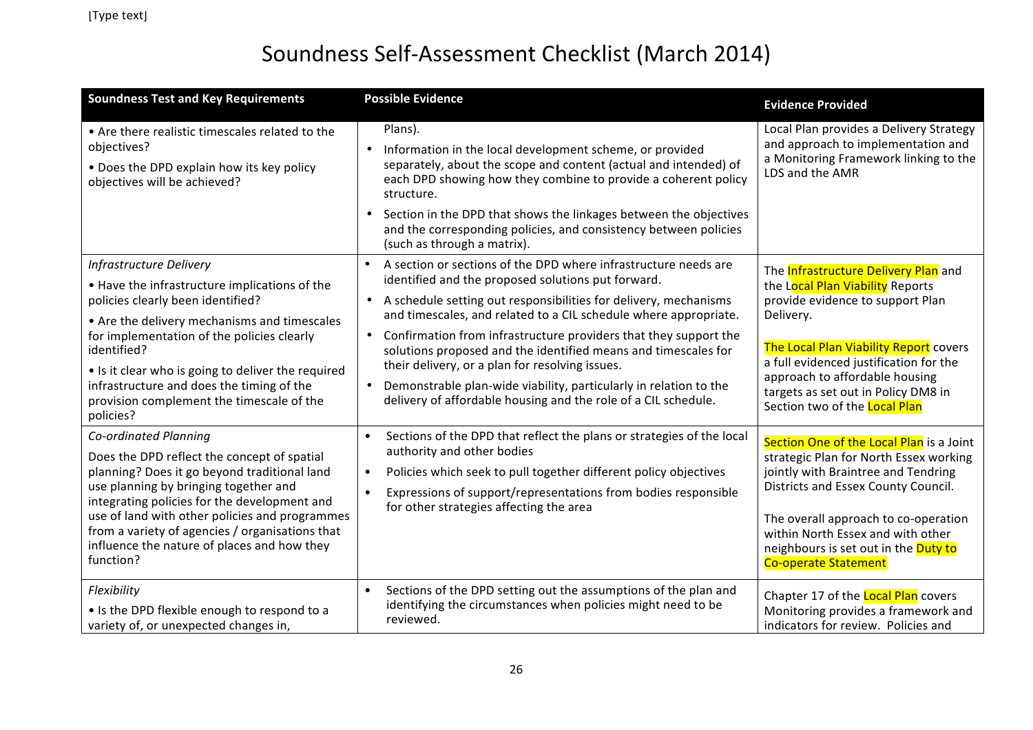# Soundness Self-Assessment Checklist (March 2014)

| Soundness Test and Key Requirements | Possible Evidence | Evidence Provided |
|---|---|---|
| • Are there realistic timescales related to the objectives?<br>• Does the DPD explain how its key policy objectives will be achieved? | Plans).<br>• Information in the local development scheme, or provided separately, about the scope and content (actual and intended) of each DPD showing how they combine to provide a coherent policy structure.<br>• Section in the DPD that shows the linkages between the objectives and the corresponding policies, and consistency between policies (such as through a matrix). | Local Plan provides a Delivery Strategy and approach to implementation and a Monitoring Framework linking to the LDS and the AMR |
| *Infrastructure Delivery*<br>• Have the infrastructure implications of the policies clearly been identified?<br>• Are the delivery mechanisms and timescales for implementation of the policies clearly identified?<br>• Is it clear who is going to deliver the required infrastructure and does the timing of the provision complement the timescale of the policies? | • A section or sections of the DPD where infrastructure needs are identified and the proposed solutions put forward.<br>• A schedule setting out responsibilities for delivery, mechanisms and timescales, and related to a CIL schedule where appropriate.<br>• Confirmation from infrastructure providers that they support the solutions proposed and the identified means and timescales for their delivery, or a plan for resolving issues.<br>• Demonstrable plan-wide viability, particularly in relation to the delivery of affordable housing and the role of a CIL schedule. | The Infrastructure Delivery Plan and the Local Plan Viability Reports provide evidence to support Plan Delivery.<br><br>The Local Plan Viability Report covers a full evidenced justification for the approach to affordable housing targets as set out in Policy DM8 in Section two of the Local Plan |
| *Co-ordinated Planning*<br>Does the DPD reflect the concept of spatial planning? Does it go beyond traditional land use planning by bringing together and integrating policies for the development and use of land with other policies and programmes from a variety of agencies / organisations that influence the nature of places and how they function? | • Sections of the DPD that reflect the plans or strategies of the local authority and other bodies<br>• Policies which seek to pull together different policy objectives<br>• Expressions of support/representations from bodies responsible for other strategies affecting the area | Section One of the Local Plan is a Joint strategic Plan for North Essex working jointly with Braintree and Tendring Districts and Essex County Council.<br><br>The overall approach to co-operation within North Essex and with other neighbours is set out in the Duty to Co-operate Statement |
| *Flexibility*<br>• Is the DPD flexible enough to respond to a variety of, or unexpected changes in, | • Sections of the DPD setting out the assumptions of the plan and identifying the circumstances when policies might need to be reviewed. | Chapter 17 of the Local Plan covers Monitoring provides a framework and indicators for review. Policies and |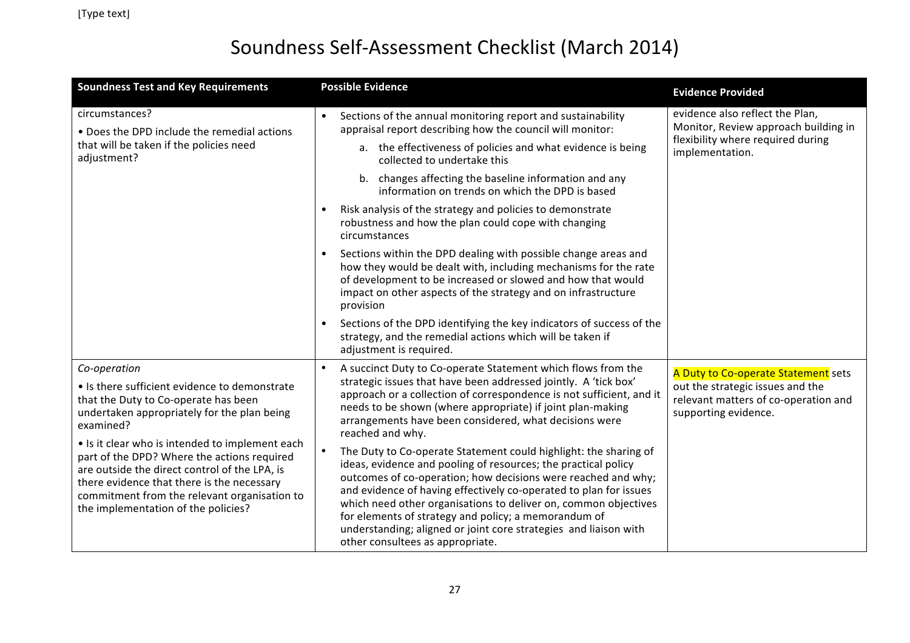# Soundness Self-Assessment Checklist (March 2014)

| Soundness Test and Key Requirements | Possible Evidence | Evidence Provided |
|---|---|---|
| circumstances?<br>• Does the DPD include the remedial actions that will be taken if the policies need adjustment? | • Sections of the annual monitoring report and sustainability appraisal report describing how the council will monitor:<br>a. the effectiveness of policies and what evidence is being collected to undertake this<br>b. changes affecting the baseline information and any information on trends on which the DPD is based<br>• Risk analysis of the strategy and policies to demonstrate robustness and how the plan could cope with changing circumstances<br>• Sections within the DPD dealing with possible change areas and how they would be dealt with, including mechanisms for the rate of development to be increased or slowed and how that would impact on other aspects of the strategy and on infrastructure provision<br>• Sections of the DPD identifying the key indicators of success of the strategy, and the remedial actions which will be taken if adjustment is required. | evidence also reflect the Plan, Monitor, Review approach building in flexibility where required during implementation. |
| *Co-operation*<br>• Is there sufficient evidence to demonstrate that the Duty to Co-operate has been undertaken appropriately for the plan being examined?<br>• Is it clear who is intended to implement each part of the DPD? Where the actions required are outside the direct control of the LPA, is there evidence that there is the necessary commitment from the relevant organisation to the implementation of the policies? | • A succinct Duty to Co-operate Statement which flows from the strategic issues that have been addressed jointly. A 'tick box' approach or a collection of correspondence is not sufficient, and it needs to be shown (where appropriate) if joint plan-making arrangements have been considered, what decisions were reached and why.<br>• The Duty to Co-operate Statement could highlight: the sharing of ideas, evidence and pooling of resources; the practical policy outcomes of co-operation; how decisions were reached and why; and evidence of having effectively co-operated to plan for issues which need other organisations to deliver on, common objectives for elements of strategy and policy; a memorandum of understanding; aligned or joint core strategies and liaison with other consultees as appropriate. | A Duty to Co-operate Statement sets out the strategic issues and the relevant matters of co-operation and supporting evidence. |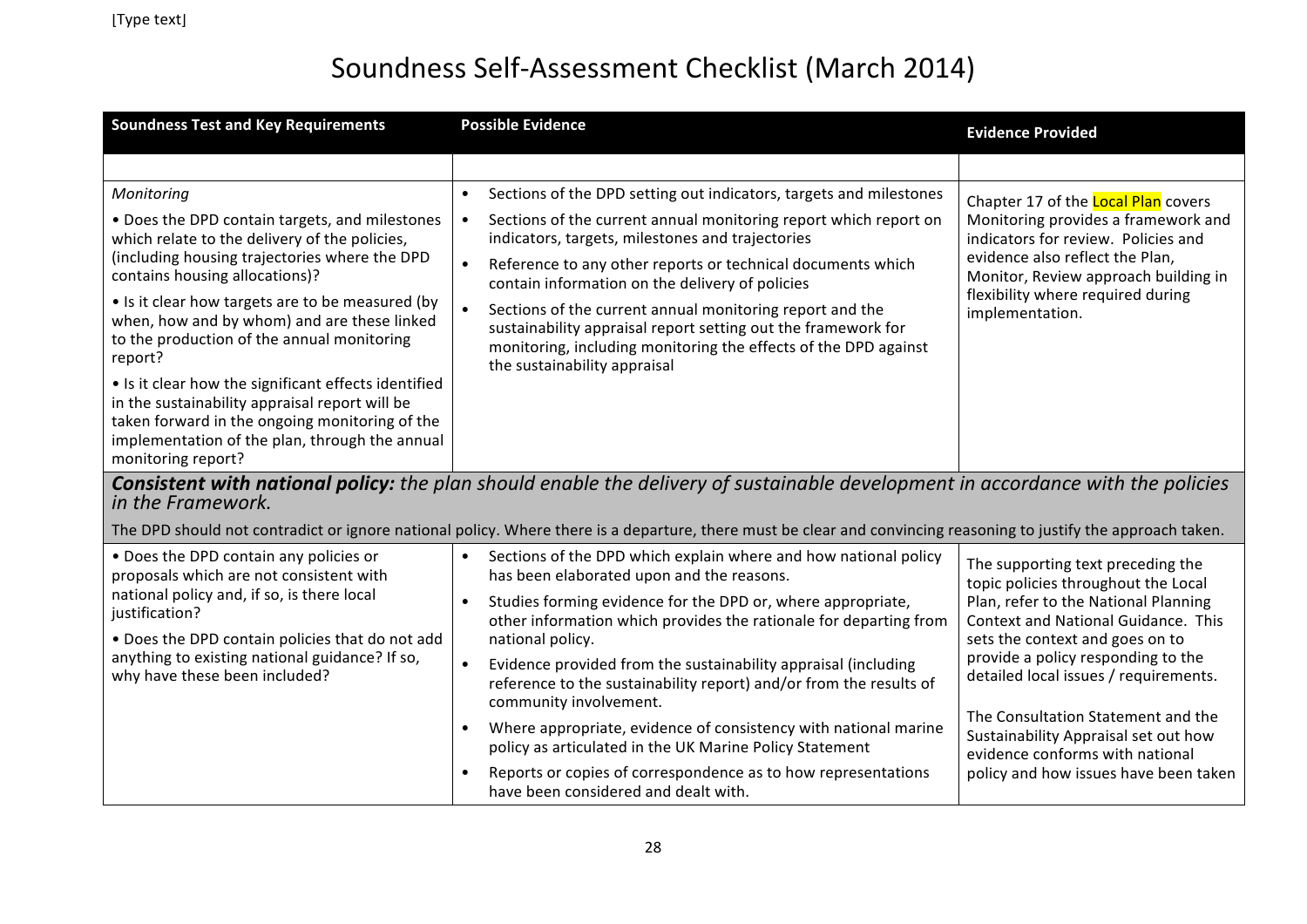# Soundness Self-Assessment Checklist (March 2014)

| Soundness Test and Key Requirements | Possible Evidence | Evidence Provided |
|---|---|---|
| | | |
| *Monitoring*<br>• Does the DPD contain targets, and milestones which relate to the delivery of the policies, (including housing trajectories where the DPD contains housing allocations)?<br>• Is it clear how targets are to be measured (by when, how and by whom) and are these linked to the production of the annual monitoring report?<br>• Is it clear how the significant effects identified in the sustainability appraisal report will be taken forward in the ongoing monitoring of the implementation of the plan, through the annual monitoring report? | • Sections of the DPD setting out indicators, targets and milestones<br>• Sections of the current annual monitoring report which report on indicators, targets, milestones and trajectories<br>• Reference to any other reports or technical documents which contain information on the delivery of policies<br>• Sections of the current annual monitoring report and the sustainability appraisal report setting out the framework for monitoring, including monitoring the effects of the DPD against the sustainability appraisal | Chapter 17 of the Local Plan covers Monitoring provides a framework and indicators for review. Policies and evidence also reflect the Plan, Monitor, Review approach building in flexibility where required during implementation. |
| ***Consistent with national policy:*** *the plan should enable the delivery of sustainable development in accordance with the policies in the Framework.*<br>The DPD should not contradict or ignore national policy. Where there is a departure, there must be clear and convincing reasoning to justify the approach taken. | | |
| • Does the DPD contain any policies or proposals which are not consistent with national policy and, if so, is there local justification?<br>• Does the DPD contain policies that do not add anything to existing national guidance? If so, why have these been included? | • Sections of the DPD which explain where and how national policy has been elaborated upon and the reasons.<br>• Studies forming evidence for the DPD or, where appropriate, other information which provides the rationale for departing from national policy.<br>• Evidence provided from the sustainability appraisal (including reference to the sustainability report) and/or from the results of community involvement.<br>• Where appropriate, evidence of consistency with national marine policy as articulated in the UK Marine Policy Statement<br>• Reports or copies of correspondence as to how representations have been considered and dealt with. | The supporting text preceding the topic policies throughout the Local Plan, refer to the National Planning Context and National Guidance. This sets the context and goes on to provide a policy responding to the detailed local issues / requirements.<br><br>The Consultation Statement and the Sustainability Appraisal set out how evidence conforms with national policy and how issues have been taken |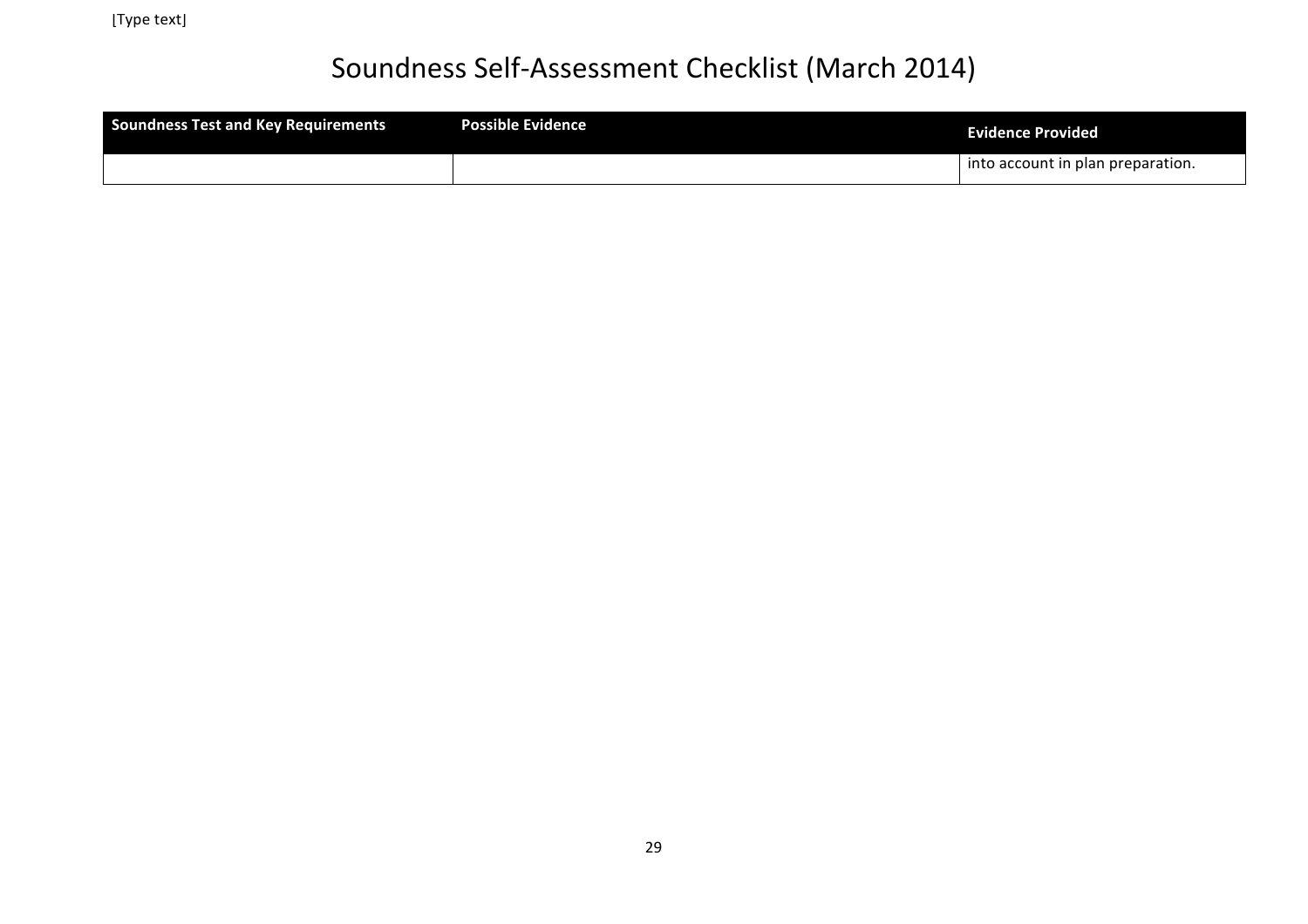# Soundness Self-Assessment Checklist (March 2014)

| Soundness Test and Key Requirements | Possible Evidence | Evidence Provided |
|---|---|---|
| | | into account in plan preparation. |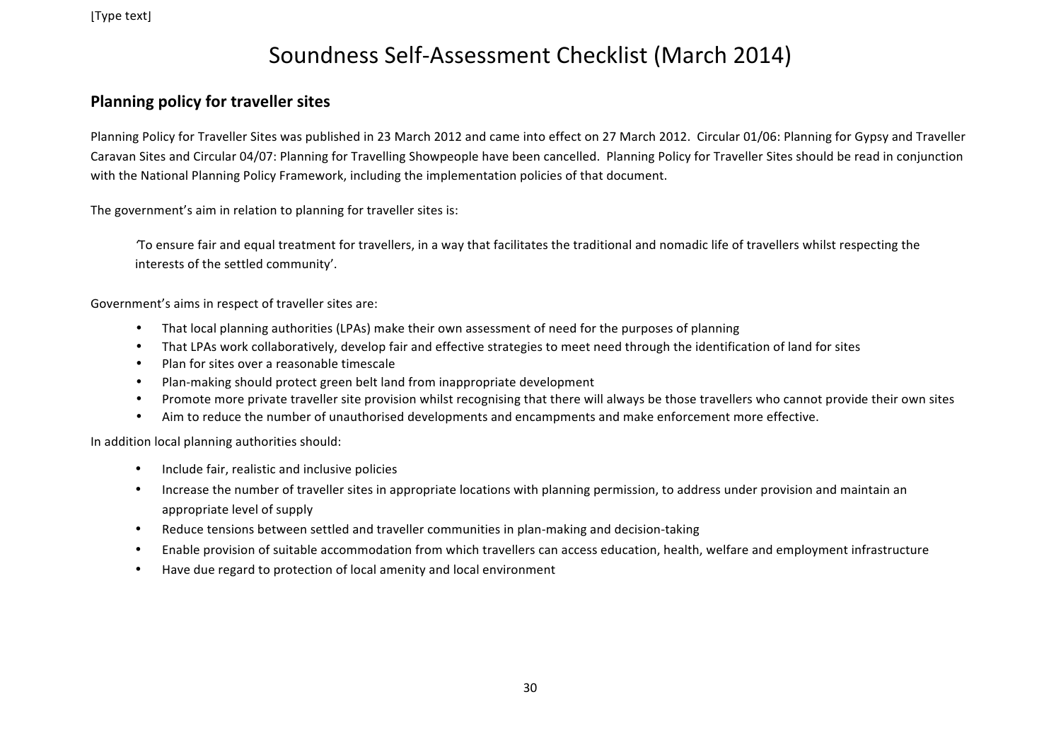# Soundness Self-Assessment Checklist (March 2014)

## Planning policy for traveller sites

Planning Policy for Traveller Sites was published in 23 March 2012 and came into effect on 27 March 2012. Circular 01/06: Planning for Gypsy and Traveller Caravan Sites and Circular 04/07: Planning for Travelling Showpeople have been cancelled. Planning Policy for Traveller Sites should be read in conjunction with the National Planning Policy Framework, including the implementation policies of that document.

The government's aim in relation to planning for traveller sites is:

> 'To ensure fair and equal treatment for travellers, in a way that facilitates the traditional and nomadic life of travellers whilst respecting the interests of the settled community'.

Government's aims in respect of traveller sites are:

- That local planning authorities (LPAs) make their own assessment of need for the purposes of planning
- That LPAs work collaboratively, develop fair and effective strategies to meet need through the identification of land for sites
- Plan for sites over a reasonable timescale
- Plan-making should protect green belt land from inappropriate development
- Promote more private traveller site provision whilst recognising that there will always be those travellers who cannot provide their own sites
- Aim to reduce the number of unauthorised developments and encampments and make enforcement more effective.

In addition local planning authorities should:

- Include fair, realistic and inclusive policies
- Increase the number of traveller sites in appropriate locations with planning permission, to address under provision and maintain an appropriate level of supply
- Reduce tensions between settled and traveller communities in plan-making and decision-taking
- Enable provision of suitable accommodation from which travellers can access education, health, welfare and employment infrastructure
- Have due regard to protection of local amenity and local environment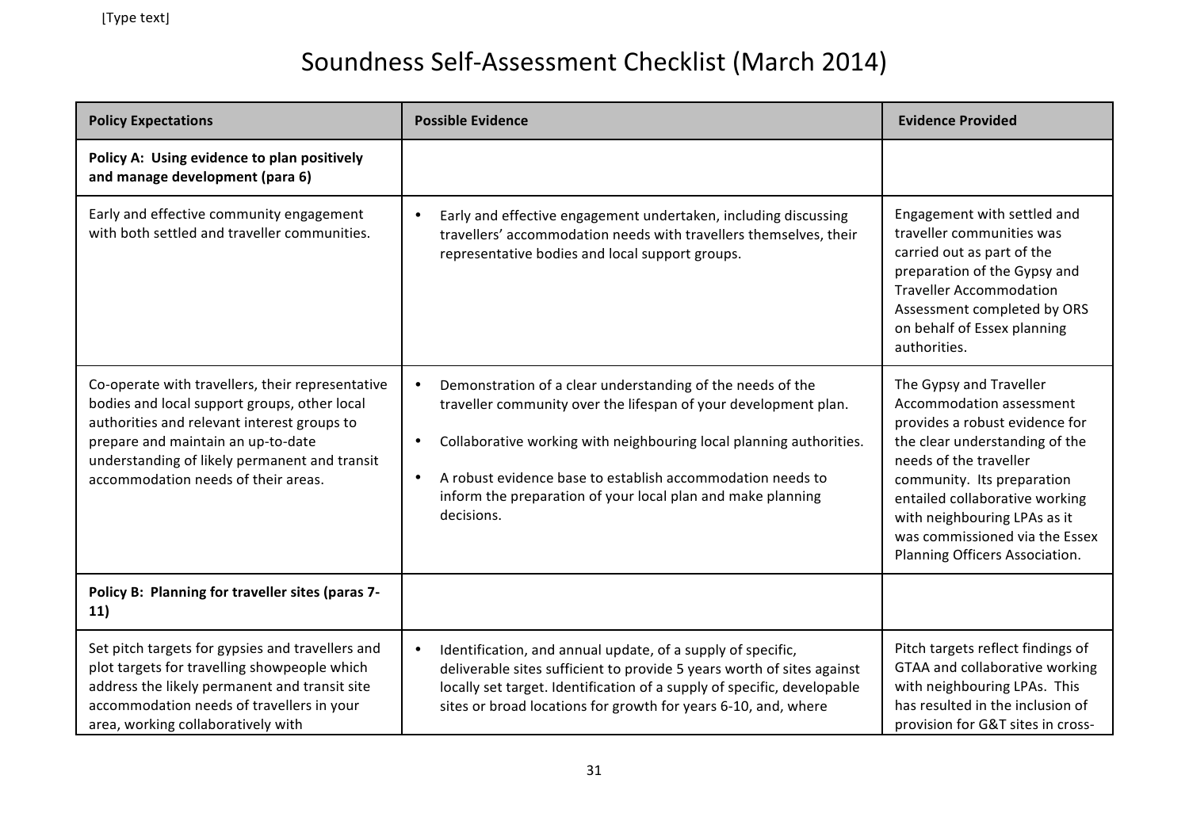# Soundness Self-Assessment Checklist (March 2014)

| Policy Expectations | Possible Evidence | Evidence Provided |
|---|---|---|
| **Policy A: Using evidence to plan positively and manage development (para 6)** | | |
| Early and effective community engagement with both settled and traveller communities. | • Early and effective engagement undertaken, including discussing travellers' accommodation needs with travellers themselves, their representative bodies and local support groups. | Engagement with settled and traveller communities was carried out as part of the preparation of the Gypsy and Traveller Accommodation Assessment completed by ORS on behalf of Essex planning authorities. |
| Co-operate with travellers, their representative bodies and local support groups, other local authorities and relevant interest groups to prepare and maintain an up-to-date understanding of likely permanent and transit accommodation needs of their areas. | • Demonstration of a clear understanding of the needs of the traveller community over the lifespan of your development plan.<br>• Collaborative working with neighbouring local planning authorities.<br>• A robust evidence base to establish accommodation needs to inform the preparation of your local plan and make planning decisions. | The Gypsy and Traveller Accommodation assessment provides a robust evidence for the clear understanding of the needs of the traveller community. Its preparation entailed collaborative working with neighbouring LPAs as it was commissioned via the Essex Planning Officers Association. |
| **Policy B: Planning for traveller sites (paras 7-11)** | | |
| Set pitch targets for gypsies and travellers and plot targets for travelling showpeople which address the likely permanent and transit site accommodation needs of travellers in your area, working collaboratively with | • Identification, and annual update, of a supply of specific, deliverable sites sufficient to provide 5 years worth of sites against locally set target. Identification of a supply of specific, developable sites or broad locations for growth for years 6-10, and, where | Pitch targets reflect findings of GTAA and collaborative working with neighbouring LPAs. This has resulted in the inclusion of provision for G&T sites in cross- |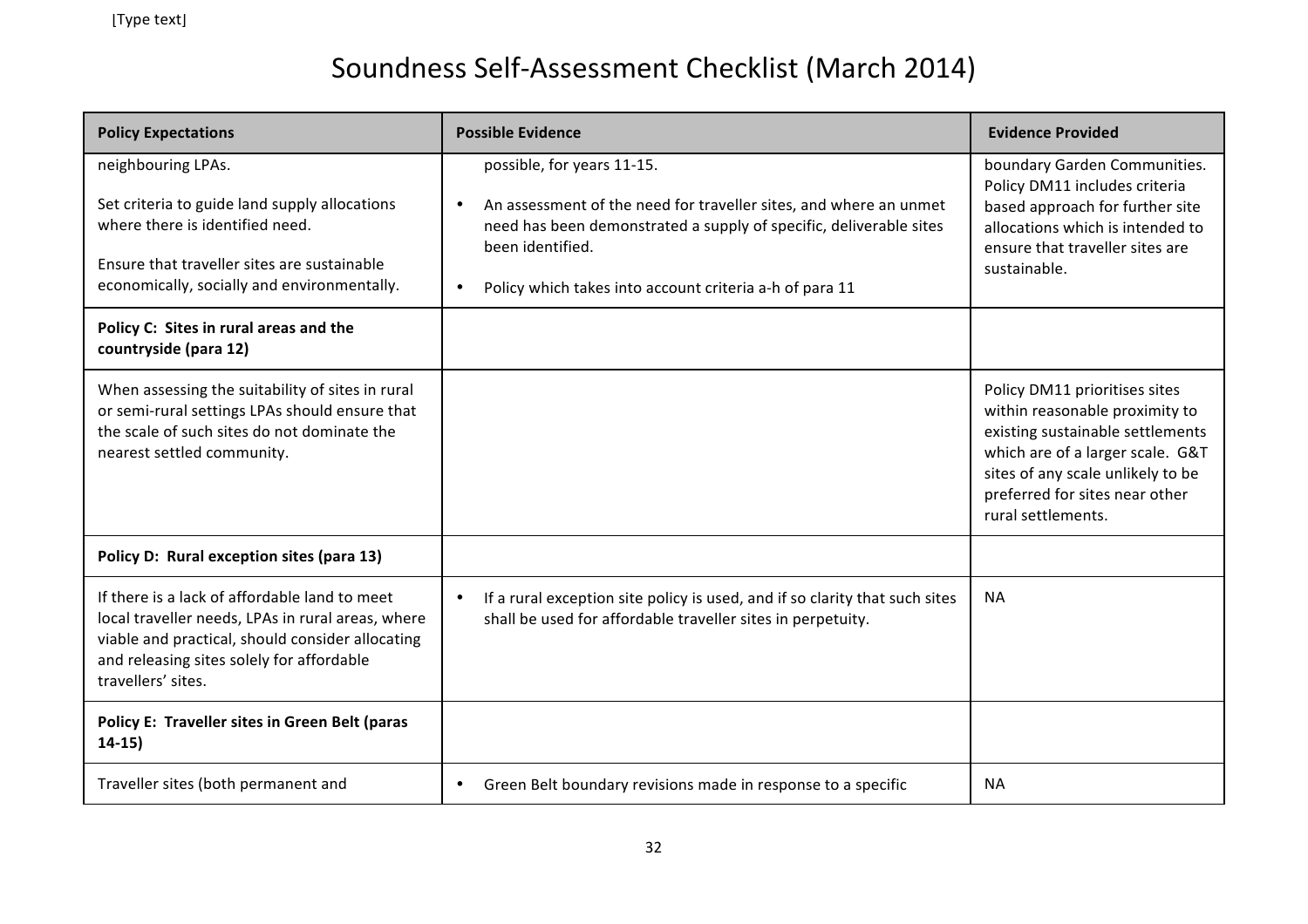# Soundness Self-Assessment Checklist (March 2014)

| Policy Expectations | Possible Evidence | Evidence Provided |
|---|---|---|
| neighbouring LPAs.<br><br>Set criteria to guide land supply allocations where there is identified need.<br><br>Ensure that traveller sites are sustainable economically, socially and environmentally. | possible, for years 11-15.<br><br>• An assessment of the need for traveller sites, and where an unmet need has been demonstrated a supply of specific, deliverable sites been identified.<br><br>• Policy which takes into account criteria a-h of para 11 | boundary Garden Communities. Policy DM11 includes criteria based approach for further site allocations which is intended to ensure that traveller sites are sustainable. |
| **Policy C: Sites in rural areas and the countryside (para 12)** | | |
| When assessing the suitability of sites in rural or semi-rural settings LPAs should ensure that the scale of such sites do not dominate the nearest settled community. | | Policy DM11 prioritises sites within reasonable proximity to existing sustainable settlements which are of a larger scale. G&T sites of any scale unlikely to be preferred for sites near other rural settlements. |
| **Policy D: Rural exception sites (para 13)** | | |
| If there is a lack of affordable land to meet local traveller needs, LPAs in rural areas, where viable and practical, should consider allocating and releasing sites solely for affordable travellers' sites. | • If a rural exception site policy is used, and if so clarity that such sites shall be used for affordable traveller sites in perpetuity. | NA |
| **Policy E: Traveller sites in Green Belt (paras 14-15)** | | |
| Traveller sites (both permanent and | • Green Belt boundary revisions made in response to a specific | NA |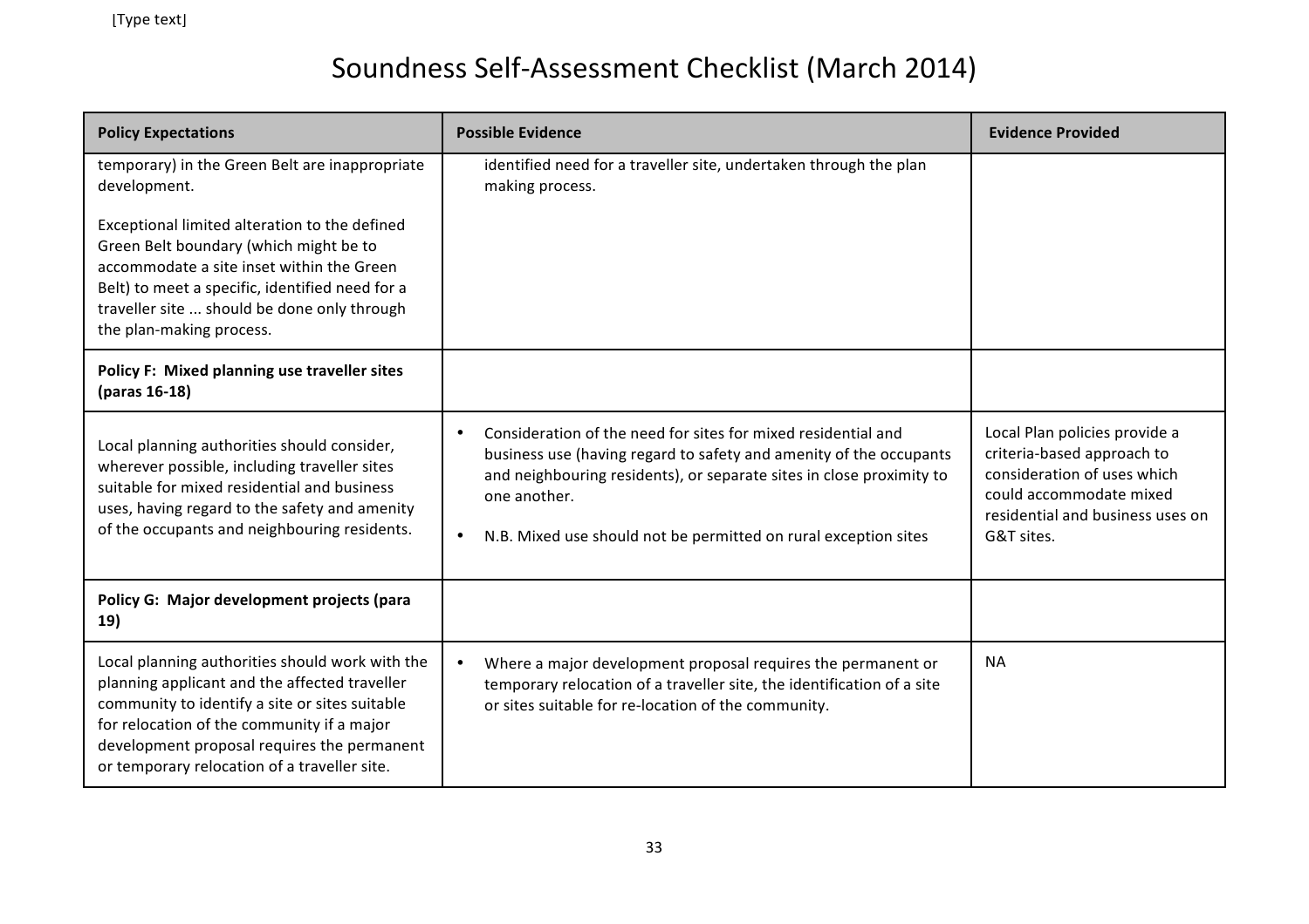# Soundness Self-Assessment Checklist (March 2014)

| Policy Expectations | Possible Evidence | Evidence Provided |
|---|---|---|
| temporary) in the Green Belt are inappropriate development.<br><br>Exceptional limited alteration to the defined Green Belt boundary (which might be to accommodate a site inset within the Green Belt) to meet a specific, identified need for a traveller site ... should be done only through the plan-making process. | identified need for a traveller site, undertaken through the plan making process. | |
| **Policy F: Mixed planning use traveller sites (paras 16-18)** | | |
| Local planning authorities should consider, wherever possible, including traveller sites suitable for mixed residential and business uses, having regard to the safety and amenity of the occupants and neighbouring residents. | • Consideration of the need for sites for mixed residential and business use (having regard to safety and amenity of the occupants and neighbouring residents), or separate sites in close proximity to one another.<br><br>• N.B. Mixed use should not be permitted on rural exception sites | Local Plan policies provide a criteria-based approach to consideration of uses which could accommodate mixed residential and business uses on G&T sites. |
| **Policy G: Major development projects (para 19)** | | |
| Local planning authorities should work with the planning applicant and the affected traveller community to identify a site or sites suitable for relocation of the community if a major development proposal requires the permanent or temporary relocation of a traveller site. | • Where a major development proposal requires the permanent or temporary relocation of a traveller site, the identification of a site or sites suitable for re-location of the community. | NA |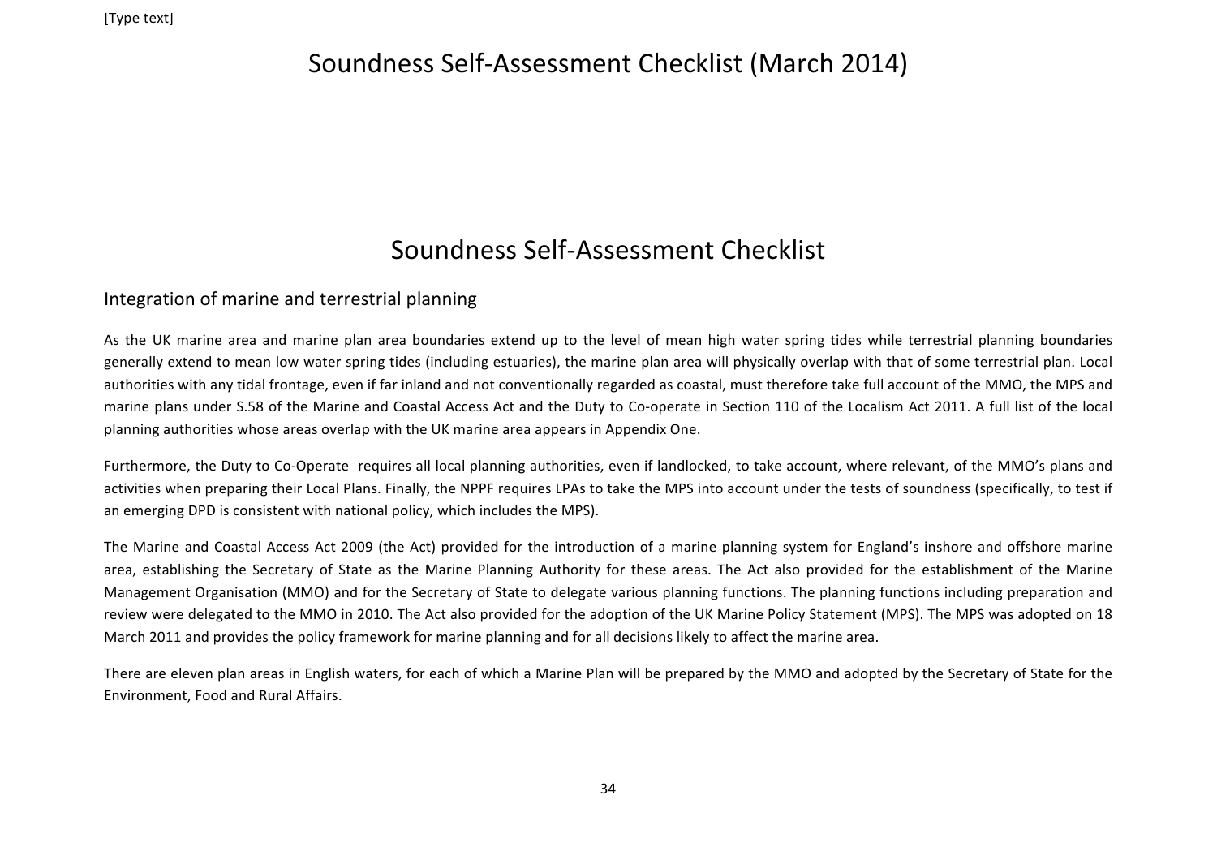# Soundness Self-Assessment Checklist (March 2014)

# Soundness Self-Assessment Checklist

## Integration of marine and terrestrial planning

As the UK marine area and marine plan area boundaries extend up to the level of mean high water spring tides while terrestrial planning boundaries generally extend to mean low water spring tides (including estuaries), the marine plan area will physically overlap with that of some terrestrial plan. Local authorities with any tidal frontage, even if far inland and not conventionally regarded as coastal, must therefore take full account of the MMO, the MPS and marine plans under S.58 of the Marine and Coastal Access Act and the Duty to Co-operate in Section 110 of the Localism Act 2011. A full list of the local planning authorities whose areas overlap with the UK marine area appears in Appendix One.

Furthermore, the Duty to Co-Operate requires all local planning authorities, even if landlocked, to take account, where relevant, of the MMO's plans and activities when preparing their Local Plans. Finally, the NPPF requires LPAs to take the MPS into account under the tests of soundness (specifically, to test if an emerging DPD is consistent with national policy, which includes the MPS).

The Marine and Coastal Access Act 2009 (the Act) provided for the introduction of a marine planning system for England's inshore and offshore marine area, establishing the Secretary of State as the Marine Planning Authority for these areas. The Act also provided for the establishment of the Marine Management Organisation (MMO) and for the Secretary of State to delegate various planning functions. The planning functions including preparation and review were delegated to the MMO in 2010. The Act also provided for the adoption of the UK Marine Policy Statement (MPS). The MPS was adopted on 18 March 2011 and provides the policy framework for marine planning and for all decisions likely to affect the marine area.

There are eleven plan areas in English waters, for each of which a Marine Plan will be prepared by the MMO and adopted by the Secretary of State for the Environment, Food and Rural Affairs.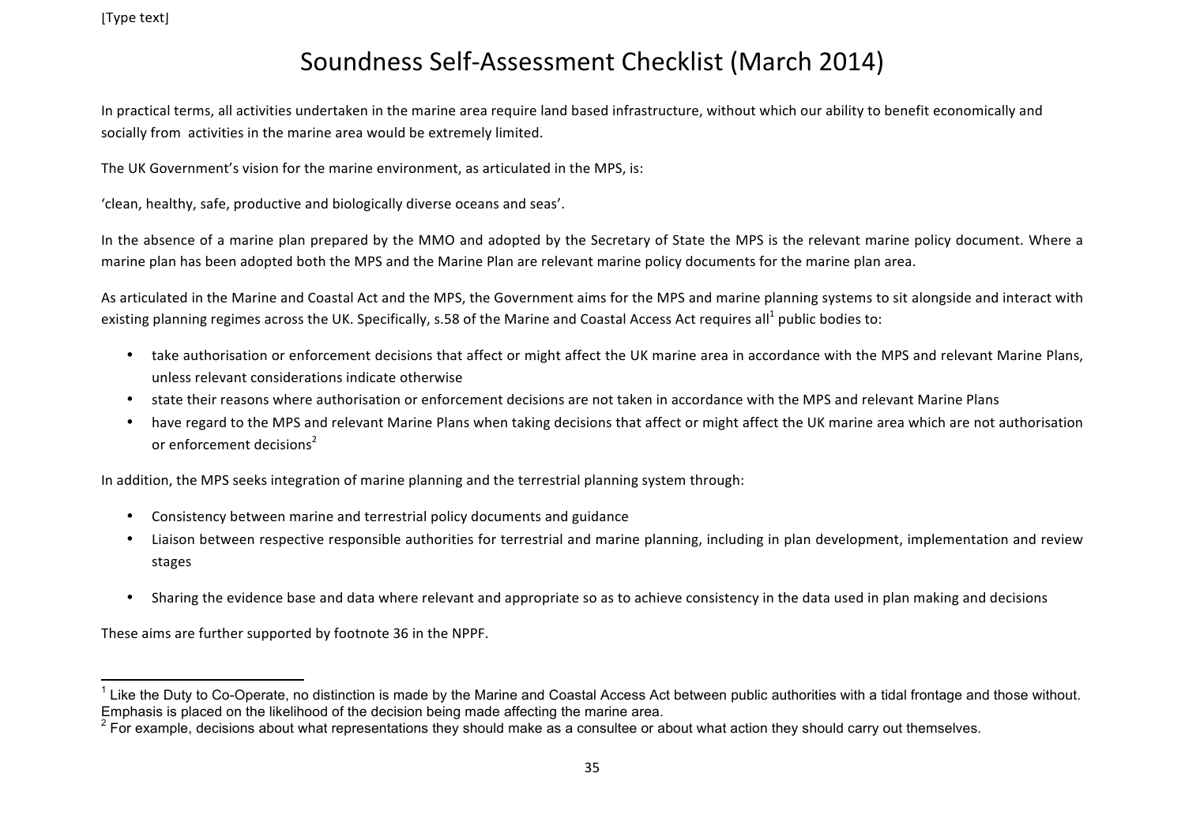# Soundness Self-Assessment Checklist (March 2014)

In practical terms, all activities undertaken in the marine area require land based infrastructure, without which our ability to benefit economically and socially from activities in the marine area would be extremely limited.

The UK Government's vision for the marine environment, as articulated in the MPS, is:

'clean, healthy, safe, productive and biologically diverse oceans and seas'.

In the absence of a marine plan prepared by the MMO and adopted by the Secretary of State the MPS is the relevant marine policy document. Where a marine plan has been adopted both the MPS and the Marine Plan are relevant marine policy documents for the marine plan area.

As articulated in the Marine and Coastal Act and the MPS, the Government aims for the MPS and marine planning systems to sit alongside and interact with existing planning regimes across the UK. Specifically, s.58 of the Marine and Coastal Access Act requires all[1] public bodies to:

- take authorisation or enforcement decisions that affect or might affect the UK marine area in accordance with the MPS and relevant Marine Plans, unless relevant considerations indicate otherwise
- state their reasons where authorisation or enforcement decisions are not taken in accordance with the MPS and relevant Marine Plans
- have regard to the MPS and relevant Marine Plans when taking decisions that affect or might affect the UK marine area which are not authorisation or enforcement decisions[2]

In addition, the MPS seeks integration of marine planning and the terrestrial planning system through:

- Consistency between marine and terrestrial policy documents and guidance
- Liaison between respective responsible authorities for terrestrial and marine planning, including in plan development, implementation and review stages
- Sharing the evidence base and data where relevant and appropriate so as to achieve consistency in the data used in plan making and decisions

These aims are further supported by footnote 36 in the NPPF.

---

[1] Like the Duty to Co-Operate, no distinction is made by the Marine and Coastal Access Act between public authorities with a tidal frontage and those without. Emphasis is placed on the likelihood of the decision being made affecting the marine area.

[2] For example, decisions about what representations they should make as a consultee or about what action they should carry out themselves.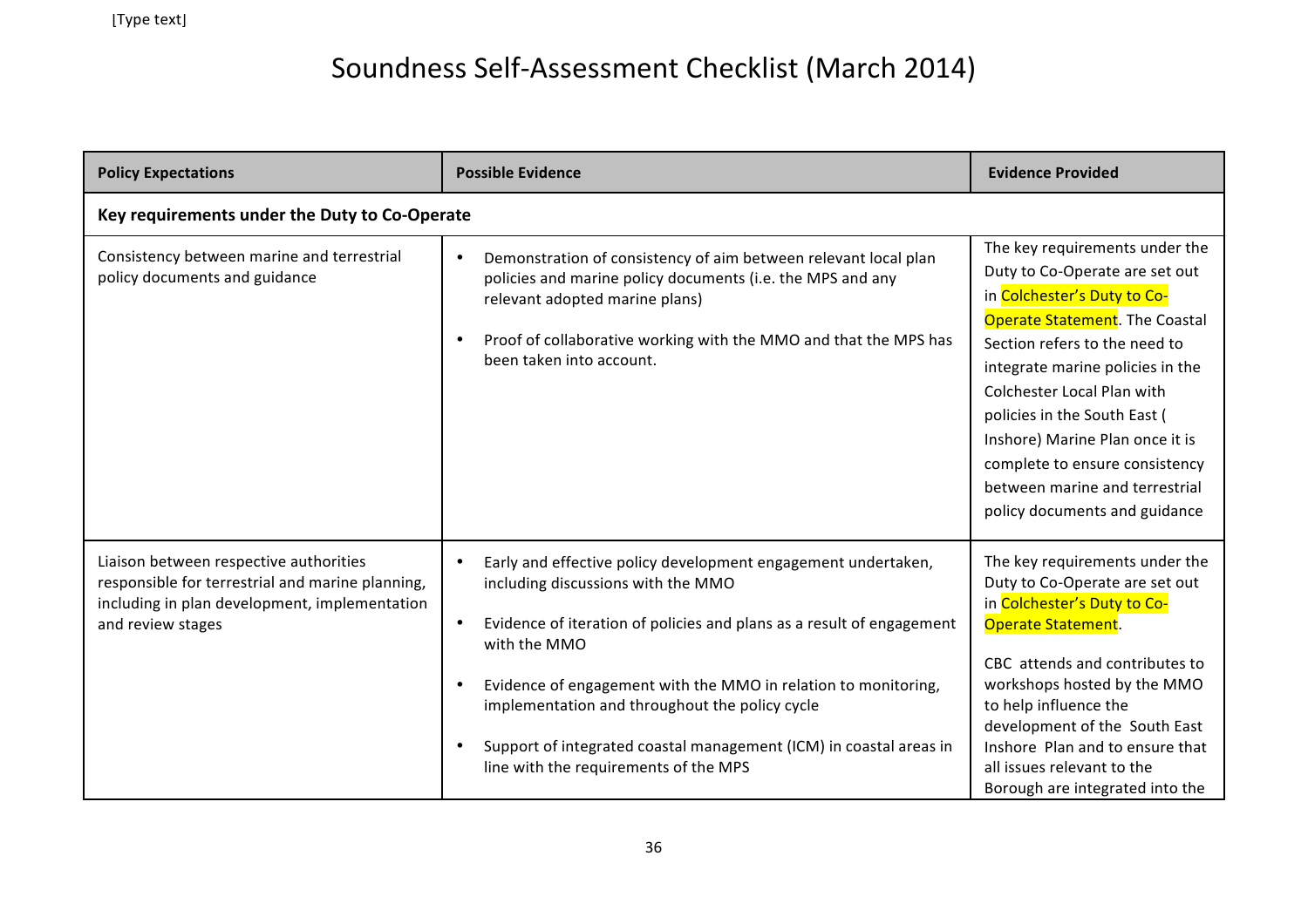# Soundness Self-Assessment Checklist (March 2014)

| Policy Expectations | Possible Evidence | Evidence Provided |
|---|---|---|
| **Key requirements under the Duty to Co-Operate** | | |
| Consistency between marine and terrestrial policy documents and guidance | • Demonstration of consistency of aim between relevant local plan policies and marine policy documents (i.e. the MPS and any relevant adopted marine plans)<br><br>• Proof of collaborative working with the MMO and that the MPS has been taken into account. | The key requirements under the Duty to Co-Operate are set out in Colchester's Duty to Co-Operate Statement. The Coastal Section refers to the need to integrate marine policies in the Colchester Local Plan with policies in the South East ( Inshore) Marine Plan once it is complete to ensure consistency between marine and terrestrial policy documents and guidance |
| Liaison between respective authorities responsible for terrestrial and marine planning, including in plan development, implementation and review stages | • Early and effective policy development engagement undertaken, including discussions with the MMO<br><br>• Evidence of iteration of policies and plans as a result of engagement with the MMO<br><br>• Evidence of engagement with the MMO in relation to monitoring, implementation and throughout the policy cycle<br><br>• Support of integrated coastal management (ICM) in coastal areas in line with the requirements of the MPS | The key requirements under the Duty to Co-Operate are set out in Colchester's Duty to Co-Operate Statement.<br><br>CBC attends and contributes to workshops hosted by the MMO to help influence the development of the South East Inshore Plan and to ensure that all issues relevant to the Borough are integrated into the |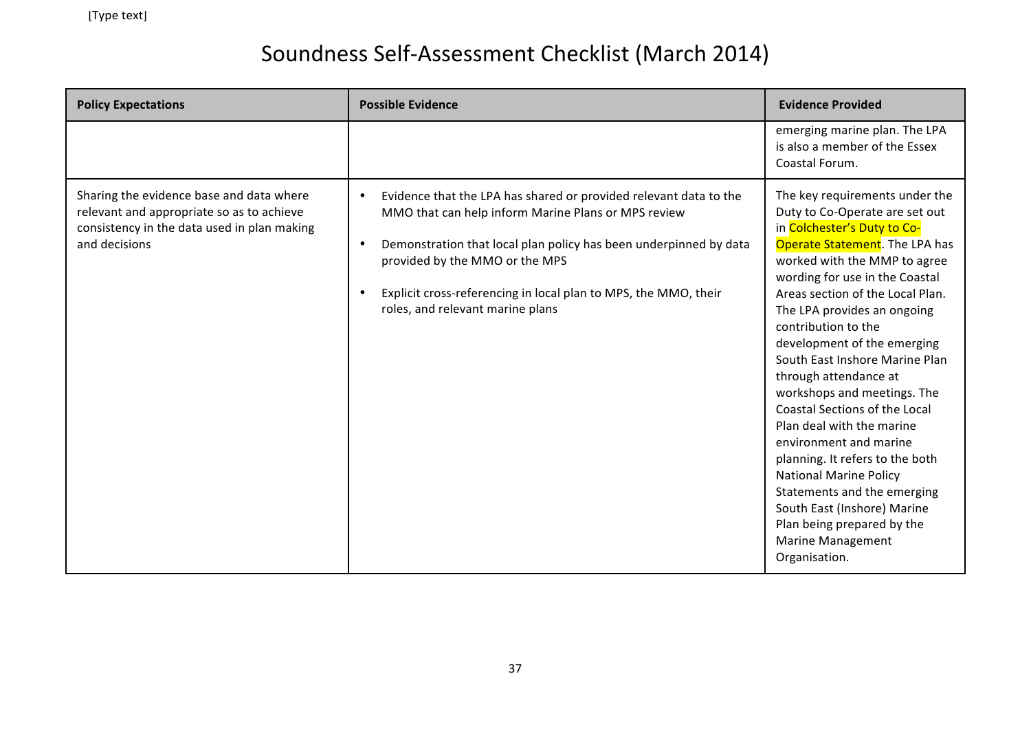# Soundness Self-Assessment Checklist (March 2014)

| Policy Expectations | Possible Evidence | Evidence Provided |
| --- | --- | --- |
| | | emerging marine plan. The LPA is also a member of the Essex Coastal Forum. |
| Sharing the evidence base and data where relevant and appropriate so as to achieve consistency in the data used in plan making and decisions | • Evidence that the LPA has shared or provided relevant data to the MMO that can help inform Marine Plans or MPS review<br>• Demonstration that local plan policy has been underpinned by data provided by the MMO or the MPS<br>• Explicit cross-referencing in local plan to MPS, the MMO, their roles, and relevant marine plans | The key requirements under the Duty to Co-Operate are set out in Colchester's Duty to Co-Operate Statement. The LPA has worked with the MMP to agree wording for use in the Coastal Areas section of the Local Plan. The LPA provides an ongoing contribution to the development of the emerging South East Inshore Marine Plan through attendance at workshops and meetings. The Coastal Sections of the Local Plan deal with the marine environment and marine planning. It refers to the both National Marine Policy Statements and the emerging South East (Inshore) Marine Plan being prepared by the Marine Management Organisation. |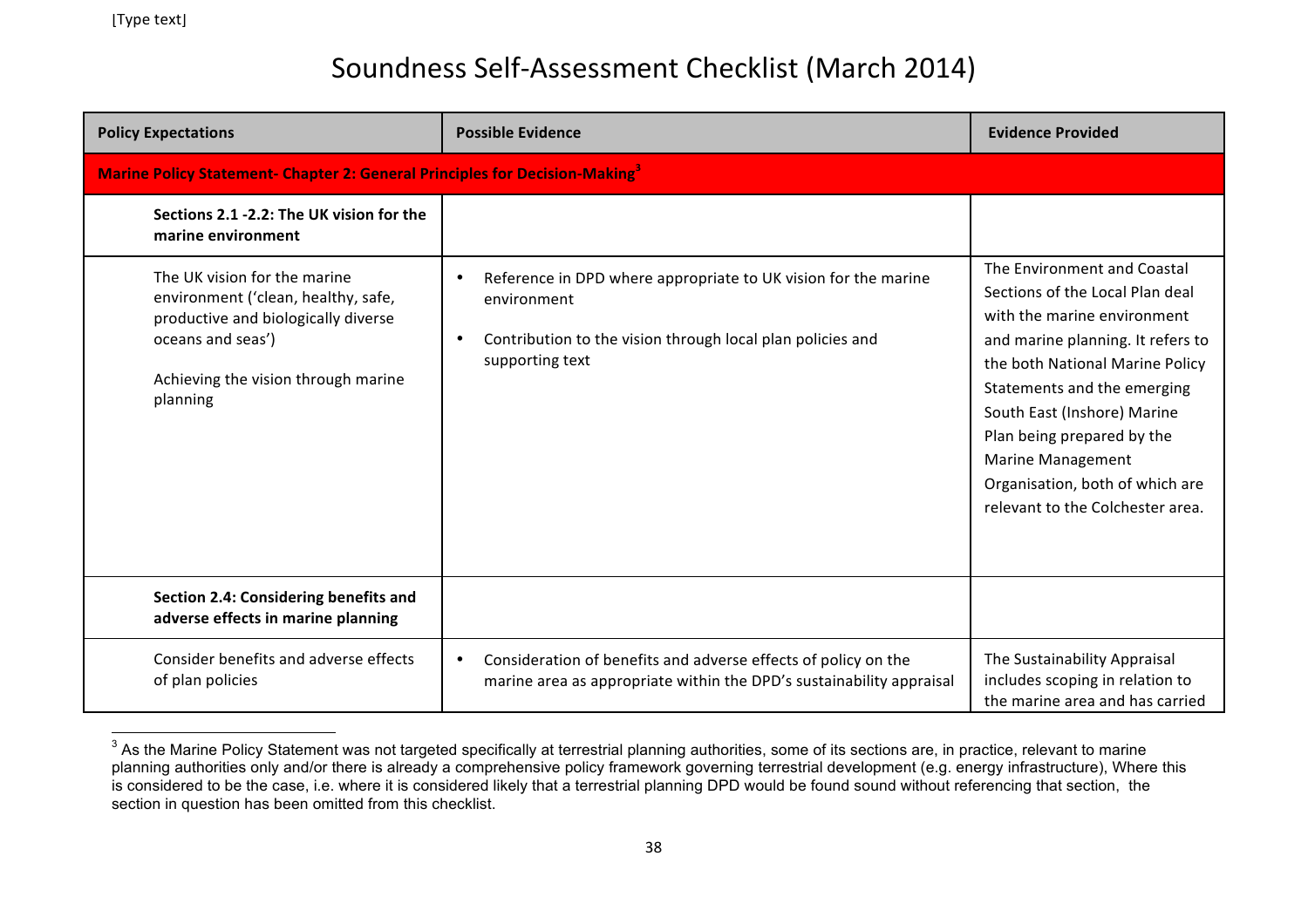# Soundness Self-Assessment Checklist (March 2014)

| Policy Expectations | Possible Evidence | Evidence Provided |
|---|---|---|
| **Marine Policy Statement- Chapter 2: General Principles for Decision-Making[3]** | | |
| **Sections 2.1 -2.2: The UK vision for the marine environment** | | |
| The UK vision for the marine environment ('clean, healthy, safe, productive and biologically diverse oceans and seas')<br><br>Achieving the vision through marine planning | • Reference in DPD where appropriate to UK vision for the marine environment<br>• Contribution to the vision through local plan policies and supporting text | The Environment and Coastal Sections of the Local Plan deal with the marine environment and marine planning. It refers to the both National Marine Policy Statements and the emerging South East (Inshore) Marine Plan being prepared by the Marine Management Organisation, both of which are relevant to the Colchester area. |
| **Section 2.4: Considering benefits and adverse effects in marine planning** | | |
| Consider benefits and adverse effects of plan policies | • Consideration of benefits and adverse effects of policy on the marine area as appropriate within the DPD's sustainability appraisal | The Sustainability Appraisal includes scoping in relation to the marine area and has carried |

[3] As the Marine Policy Statement was not targeted specifically at terrestrial planning authorities, some of its sections are, in practice, relevant to marine planning authorities only and/or there is already a comprehensive policy framework governing terrestrial development (e.g. energy infrastructure), Where this is considered to be the case, i.e. where it is considered likely that a terrestrial planning DPD would be found sound without referencing that section, the section in question has been omitted from this checklist.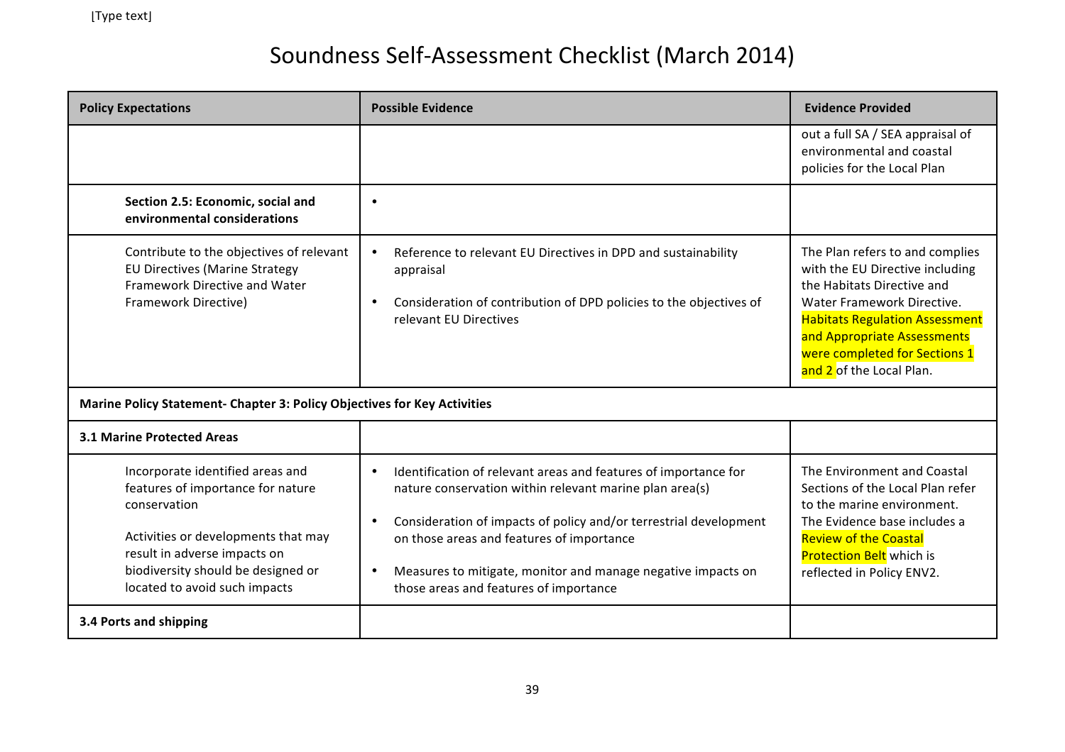# Soundness Self-Assessment Checklist (March 2014)

| Policy Expectations | Possible Evidence | Evidence Provided |
|---|---|---|
| | | out a full SA / SEA appraisal of environmental and coastal policies for the Local Plan |
| **Section 2.5: Economic, social and environmental considerations** | • | |
| Contribute to the objectives of relevant EU Directives (Marine Strategy Framework Directive and Water Framework Directive) | • Reference to relevant EU Directives in DPD and sustainability appraisal<br><br>• Consideration of contribution of DPD policies to the objectives of relevant EU Directives | The Plan refers to and complies with the EU Directive including the Habitats Directive and Water Framework Directive. Habitats Regulation Assessment and Appropriate Assessments were completed for Sections 1 and 2 of the Local Plan. |
| **Marine Policy Statement- Chapter 3: Policy Objectives for Key Activities** | | |
| **3.1 Marine Protected Areas** | | |
| Incorporate identified areas and features of importance for nature conservation<br><br>Activities or developments that may result in adverse impacts on biodiversity should be designed or located to avoid such impacts | • Identification of relevant areas and features of importance for nature conservation within relevant marine plan area(s)<br><br>• Consideration of impacts of policy and/or terrestrial development on those areas and features of importance<br><br>• Measures to mitigate, monitor and manage negative impacts on those areas and features of importance | The Environment and Coastal Sections of the Local Plan refer to the marine environment. The Evidence base includes a Review of the Coastal Protection Belt which is reflected in Policy ENV2. |
| **3.4 Ports and shipping** | | |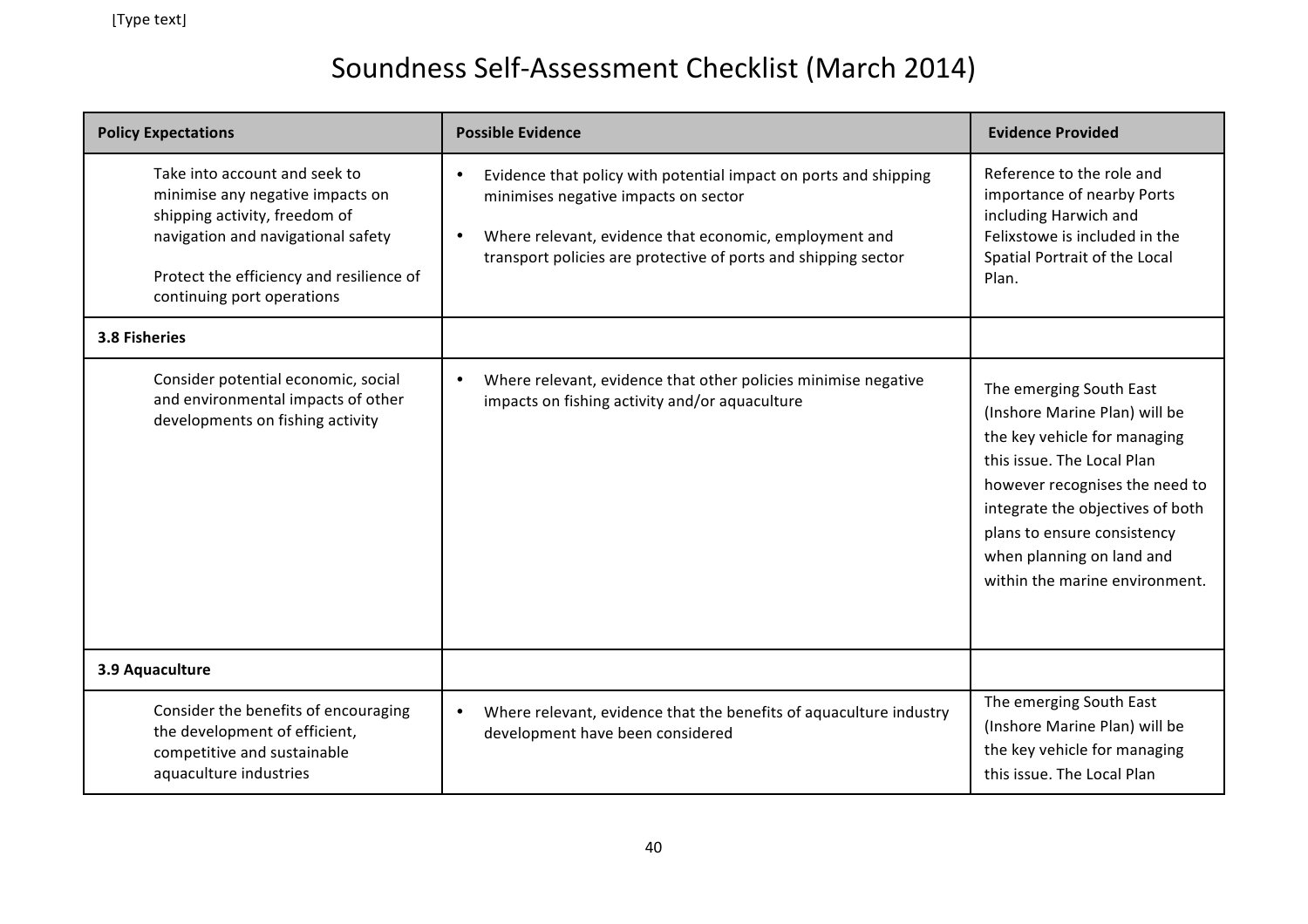# Soundness Self-Assessment Checklist (March 2014)

| Policy Expectations | Possible Evidence | Evidence Provided |
| --- | --- | --- |
| Take into account and seek to minimise any negative impacts on shipping activity, freedom of navigation and navigational safety<br><br>Protect the efficiency and resilience of continuing port operations | • Evidence that policy with potential impact on ports and shipping minimises negative impacts on sector<br>• Where relevant, evidence that economic, employment and transport policies are protective of ports and shipping sector | Reference to the role and importance of nearby Ports including Harwich and Felixstowe is included in the Spatial Portrait of the Local Plan. |
| **3.8 Fisheries** | | |
| Consider potential economic, social and environmental impacts of other developments on fishing activity | • Where relevant, evidence that other policies minimise negative impacts on fishing activity and/or aquaculture | The emerging South East (Inshore Marine Plan) will be the key vehicle for managing this issue. The Local Plan however recognises the need to integrate the objectives of both plans to ensure consistency when planning on land and within the marine environment. |
| **3.9 Aquaculture** | | |
| Consider the benefits of encouraging the development of efficient, competitive and sustainable aquaculture industries | • Where relevant, evidence that the benefits of aquaculture industry development have been considered | The emerging South East (Inshore Marine Plan) will be the key vehicle for managing this issue. The Local Plan |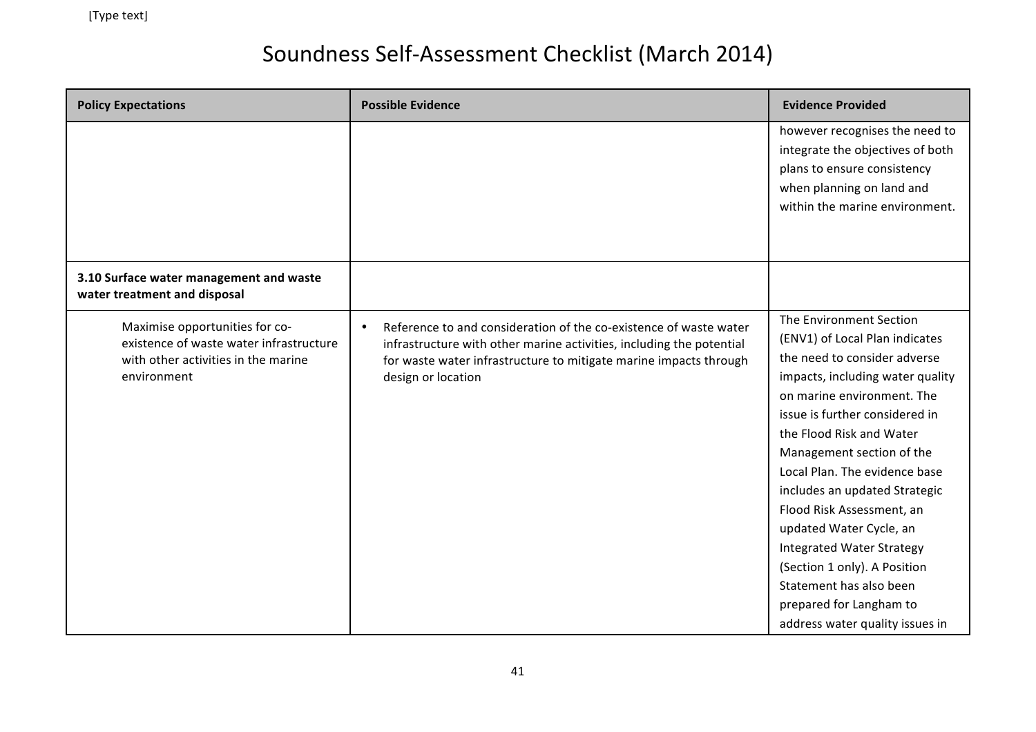# Soundness Self-Assessment Checklist (March 2014)

| Policy Expectations | Possible Evidence | Evidence Provided |
|---|---|---|
| | | however recognises the need to integrate the objectives of both plans to ensure consistency when planning on land and within the marine environment. |
| **3.10 Surface water management and waste water treatment and disposal** | | |
| Maximise opportunities for co-existence of waste water infrastructure with other activities in the marine environment | • Reference to and consideration of the co-existence of waste water infrastructure with other marine activities, including the potential for waste water infrastructure to mitigate marine impacts through design or location | The Environment Section (ENV1) of Local Plan indicates the need to consider adverse impacts, including water quality on marine environment. The issue is further considered in the Flood Risk and Water Management section of the Local Plan. The evidence base includes an updated Strategic Flood Risk Assessment, an updated Water Cycle, an Integrated Water Strategy (Section 1 only). A Position Statement has also been prepared for Langham to address water quality issues in |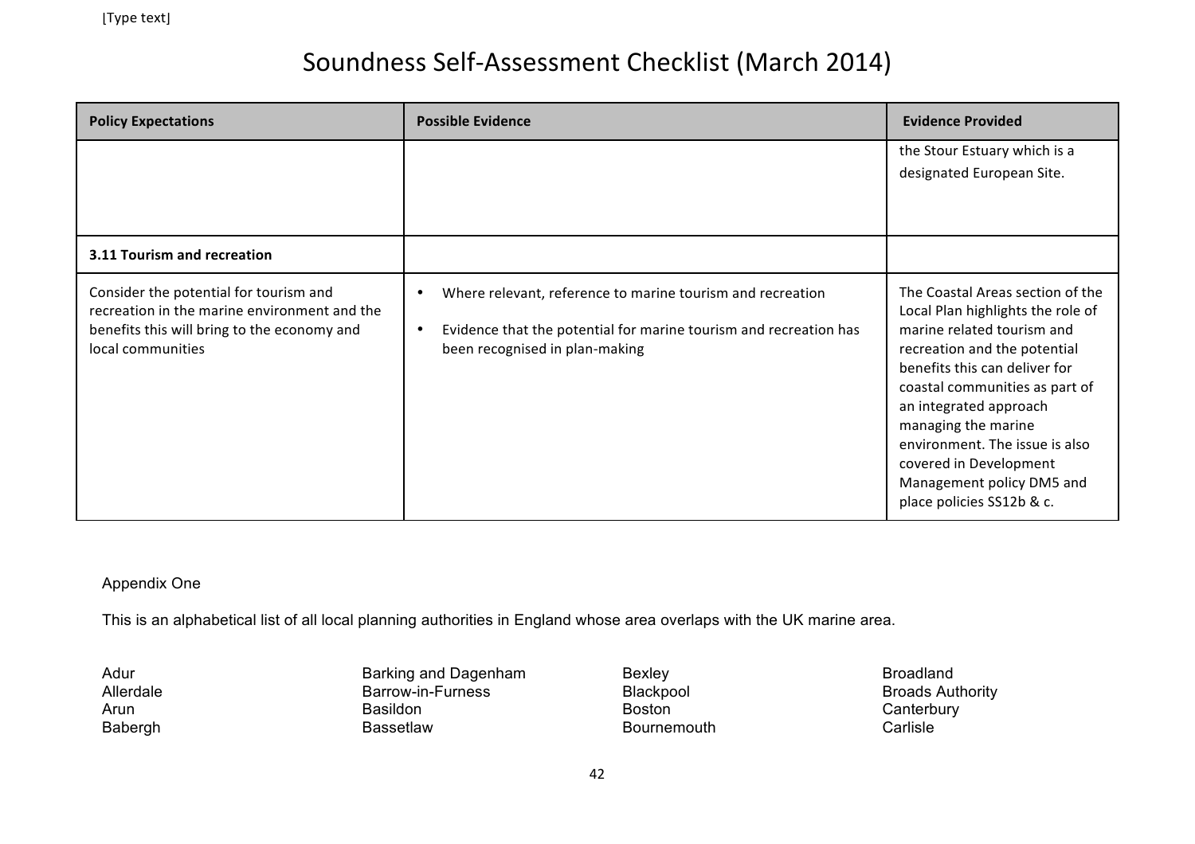# Soundness Self-Assessment Checklist (March 2014)

| Policy Expectations | Possible Evidence | Evidence Provided |
|---|---|---|
| | | the Stour Estuary which is a designated European Site. |
| **3.11 Tourism and recreation** | | |
| Consider the potential for tourism and recreation in the marine environment and the benefits this will bring to the economy and local communities | • Where relevant, reference to marine tourism and recreation<br>• Evidence that the potential for marine tourism and recreation has been recognised in plan-making | The Coastal Areas section of the Local Plan highlights the role of marine related tourism and recreation and the potential benefits this can deliver for coastal communities as part of an integrated approach managing the marine environment. The issue is also covered in Development Management policy DM5 and place policies SS12b & c. |

Appendix One

This is an alphabetical list of all local planning authorities in England whose area overlaps with the UK marine area.

Adur
Allerdale
Arun
Babergh
Barking and Dagenham
Barrow-in-Furness
Basildon
Bassetlaw
Bexley
Blackpool
Boston
Bournemouth
Broadland
Broads Authority
Canterbury
Carlisle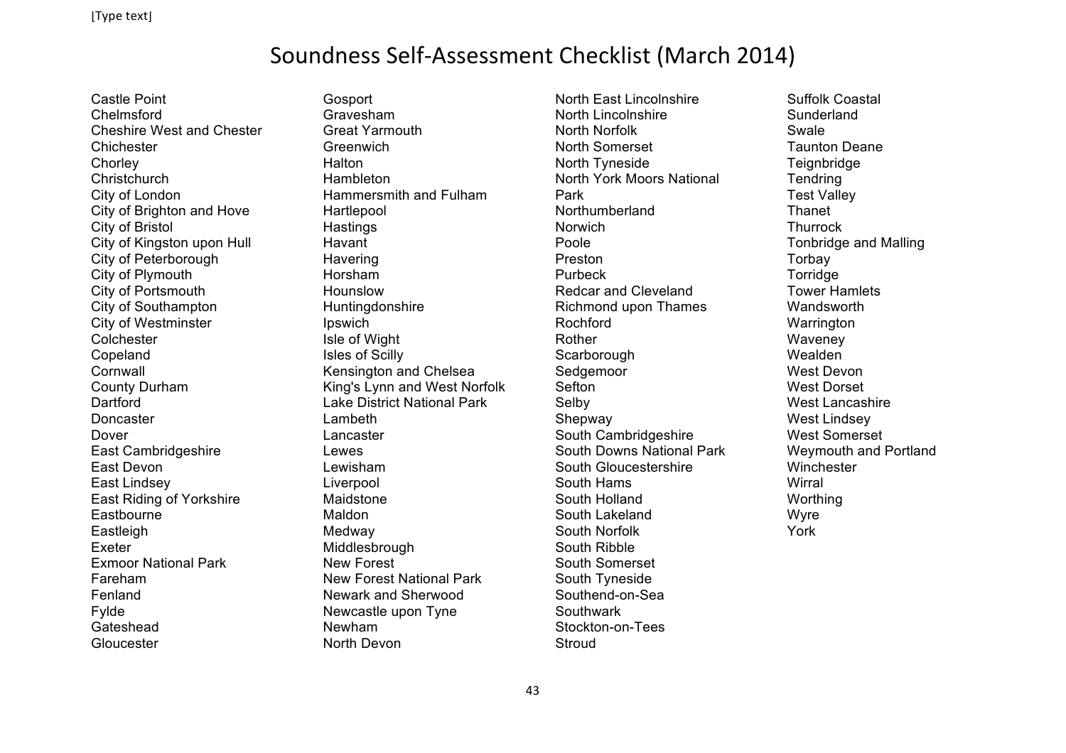# Soundness Self-Assessment Checklist (March 2014)

Castle Point
Chelmsford
Cheshire West and Chester
Chichester
Chorley
Christchurch
City of London
City of Brighton and Hove
City of Bristol
City of Kingston upon Hull
City of Peterborough
City of Plymouth
City of Portsmouth
City of Southampton
City of Westminster
Colchester
Copeland
Cornwall
County Durham
Dartford
Doncaster
Dover
East Cambridgeshire
East Devon
East Lindsey
East Riding of Yorkshire
Eastbourne
Eastleigh
Exeter
Exmoor National Park
Fareham
Fenland
Fylde
Gateshead
Gloucester
Gosport
Gravesham
Great Yarmouth
Greenwich
Halton
Hambleton
Hammersmith and Fulham
Hartlepool
Hastings
Havant
Havering
Horsham
Hounslow
Huntingdonshire
Ipswich
Isle of Wight
Isles of Scilly
Kensington and Chelsea
King's Lynn and West Norfolk
Lake District National Park
Lambeth
Lancaster
Lewes
Lewisham
Liverpool
Maidstone
Maldon
Medway
Middlesbrough
New Forest
New Forest National Park
Newark and Sherwood
Newcastle upon Tyne
Newham
North Devon
North East Lincolnshire
North Lincolnshire
North Norfolk
North Somerset
North Tyneside
North York Moors National Park
Northumberland
Norwich
Poole
Preston
Purbeck
Redcar and Cleveland
Richmond upon Thames
Rochford
Rother
Scarborough
Sedgemoor
Sefton
Selby
Shepway
South Cambridgeshire
South Downs National Park
South Gloucestershire
South Hams
South Holland
South Lakeland
South Norfolk
South Ribble
South Somerset
South Tyneside
Southend-on-Sea
Southwark
Stockton-on-Tees
Stroud
Suffolk Coastal
Sunderland
Swale
Taunton Deane
Teignbridge
Tendring
Test Valley
Thanet
Thurrock
Tonbridge and Malling
Torbay
Torridge
Tower Hamlets
Wandsworth
Warrington
Waveney
Wealden
West Devon
West Dorset
West Lancashire
West Lindsey
West Somerset
Weymouth and Portland
Winchester
Wirral
Worthing
Wyre
York